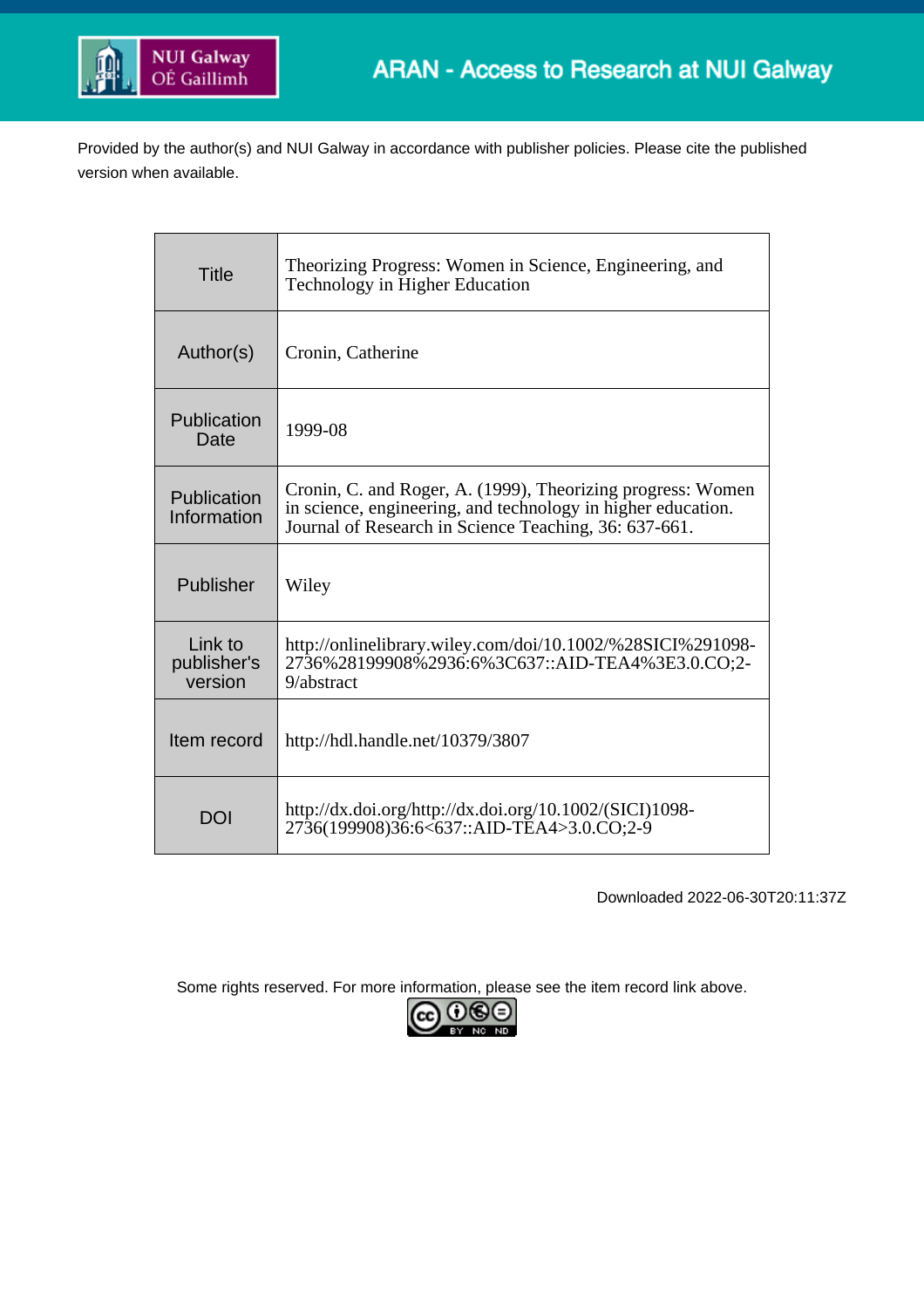ARAN - Access to Research at NUI Galway

Provided by the author(s) and NUI Galway in accordance with publisher policies. Please cite the published version when available.

| | |
|---|---|
| Title | Theorizing Progress: Women in Science, Engineering, and Technology in Higher Education |
| Author(s) | Cronin, Catherine |
| Publication Date | 1999-08 |
| Publication Information | Cronin, C. and Roger, A. (1999), Theorizing progress: Women in science, engineering, and technology in higher education. Journal of Research in Science Teaching, 36: 637-661. |
| Publisher | Wiley |
| Link to publisher's version | http://onlinelibrary.wiley.com/doi/10.1002/%28SICI%291098-2736%28199908%2936:6%3C637::AID-TEA4%3E3.0.CO;2-9/abstract |
| Item record | http://hdl.handle.net/10379/3807 |
| DOI | http://dx.doi.org/http://dx.doi.org/10.1002/(SICI)1098-2736(199908)36:6<637::AID-TEA4>3.0.CO;2-9 |

Downloaded 2022-06-30T20:11:37Z

Some rights reserved. For more information, please see the item record link above.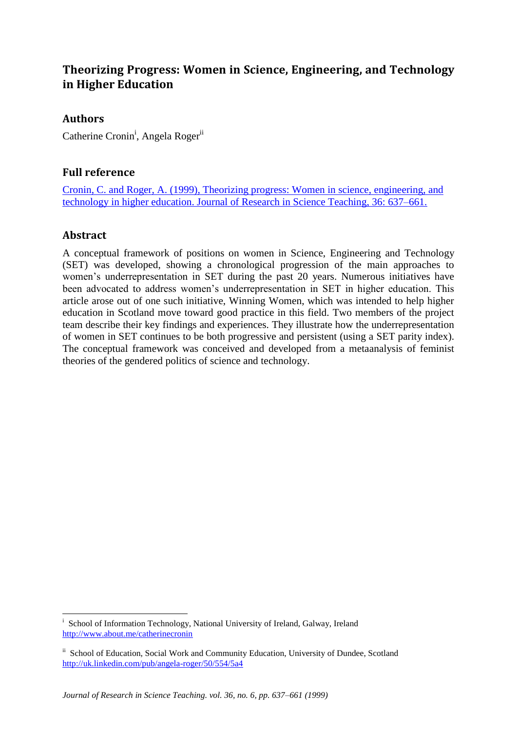## Theorizing Progress: Women in Science, Engineering, and Technology in Higher Education

### Authors

Catherine Cronin[i], Angela Roger[ii]

### Full reference

Cronin, C. and Roger, A. (1999), Theorizing progress: Women in science, engineering, and technology in higher education. Journal of Research in Science Teaching, 36: 637–661.

### Abstract

A conceptual framework of positions on women in Science, Engineering and Technology (SET) was developed, showing a chronological progression of the main approaches to women's underrepresentation in SET during the past 20 years. Numerous initiatives have been advocated to address women's underrepresentation in SET in higher education. This article arose out of one such initiative, Winning Women, which was intended to help higher education in Scotland move toward good practice in this field. Two members of the project team describe their key findings and experiences. They illustrate how the underrepresentation of women in SET continues to be both progressive and persistent (using a SET parity index). The conceptual framework was conceived and developed from a metaanalysis of feminist theories of the gendered politics of science and technology.

---

[i] School of Information Technology, National University of Ireland, Galway, Ireland
http://www.about.me/catherinecronin

[ii] School of Education, Social Work and Community Education, University of Dundee, Scotland
http://uk.linkedin.com/pub/angela-roger/50/554/5a4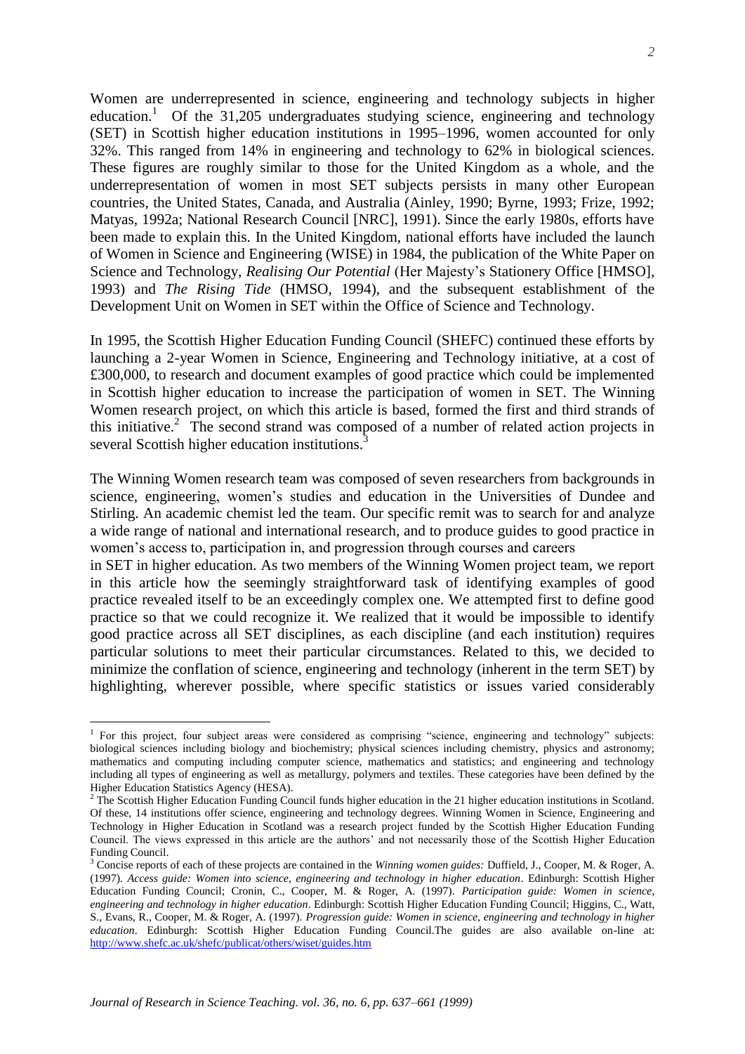Women are underrepresented in science, engineering and technology subjects in higher education.[1] Of the 31,205 undergraduates studying science, engineering and technology (SET) in Scottish higher education institutions in 1995–1996, women accounted for only 32%. This ranged from 14% in engineering and technology to 62% in biological sciences. These figures are roughly similar to those for the United Kingdom as a whole, and the underrepresentation of women in most SET subjects persists in many other European countries, the United States, Canada, and Australia (Ainley, 1990; Byrne, 1993; Frize, 1992; Matyas, 1992a; National Research Council [NRC], 1991). Since the early 1980s, efforts have been made to explain this. In the United Kingdom, national efforts have included the launch of Women in Science and Engineering (WISE) in 1984, the publication of the White Paper on Science and Technology, *Realising Our Potential* (Her Majesty's Stationery Office [HMSO], 1993) and *The Rising Tide* (HMSO, 1994), and the subsequent establishment of the Development Unit on Women in SET within the Office of Science and Technology.

In 1995, the Scottish Higher Education Funding Council (SHEFC) continued these efforts by launching a 2-year Women in Science, Engineering and Technology initiative, at a cost of £300,000, to research and document examples of good practice which could be implemented in Scottish higher education to increase the participation of women in SET. The Winning Women research project, on which this article is based, formed the first and third strands of this initiative.[2] The second strand was composed of a number of related action projects in several Scottish higher education institutions.[3]

The Winning Women research team was composed of seven researchers from backgrounds in science, engineering, women's studies and education in the Universities of Dundee and Stirling. An academic chemist led the team. Our specific remit was to search for and analyze a wide range of national and international research, and to produce guides to good practice in women's access to, participation in, and progression through courses and careers in SET in higher education. As two members of the Winning Women project team, we report in this article how the seemingly straightforward task of identifying examples of good practice revealed itself to be an exceedingly complex one. We attempted first to define good practice so that we could recognize it. We realized that it would be impossible to identify good practice across all SET disciplines, as each discipline (and each institution) requires particular solutions to meet their particular circumstances. Related to this, we decided to minimize the conflation of science, engineering and technology (inherent in the term SET) by highlighting, wherever possible, where specific statistics or issues varied considerably

---

[1] For this project, four subject areas were considered as comprising "science, engineering and technology" subjects: biological sciences including biology and biochemistry; physical sciences including chemistry, physics and astronomy; mathematics and computing including computer science, mathematics and statistics; and engineering and technology including all types of engineering as well as metallurgy, polymers and textiles. These categories have been defined by the Higher Education Statistics Agency (HESA).

[2] The Scottish Higher Education Funding Council funds higher education in the 21 higher education institutions in Scotland. Of these, 14 institutions offer science, engineering and technology degrees. Winning Women in Science, Engineering and Technology in Higher Education in Scotland was a research project funded by the Scottish Higher Education Funding Council. The views expressed in this article are the authors' and not necessarily those of the Scottish Higher Education Funding Council.

[3] Concise reports of each of these projects are contained in the *Winning women guides:* Duffield, J., Cooper, M. & Roger, A. (1997). *Access guide: Women into science, engineering and technology in higher education*. Edinburgh: Scottish Higher Education Funding Council; Cronin, C., Cooper, M. & Roger, A. (1997). *Participation guide: Women in science, engineering and technology in higher education*. Edinburgh: Scottish Higher Education Funding Council; Higgins, C., Watt, S., Evans, R., Cooper, M. & Roger, A. (1997). *Progression guide: Women in science, engineering and technology in higher education*. Edinburgh: Scottish Higher Education Funding Council.The guides are also available on-line at: http://www.shefc.ac.uk/shefc/publicat/others/wiset/guides.htm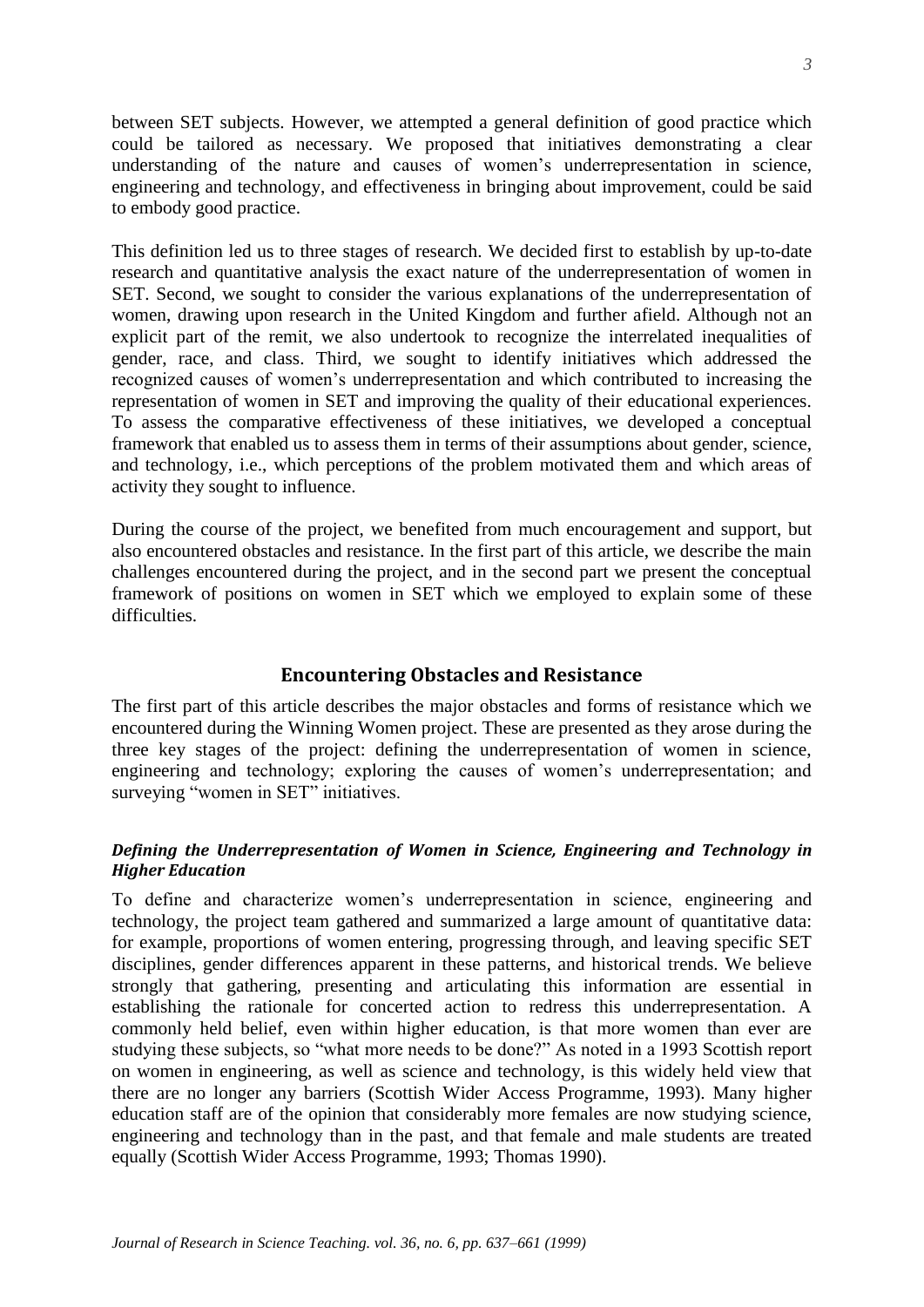between SET subjects. However, we attempted a general definition of good practice which could be tailored as necessary. We proposed that initiatives demonstrating a clear understanding of the nature and causes of women's underrepresentation in science, engineering and technology, and effectiveness in bringing about improvement, could be said to embody good practice.

This definition led us to three stages of research. We decided first to establish by up-to-date research and quantitative analysis the exact nature of the underrepresentation of women in SET. Second, we sought to consider the various explanations of the underrepresentation of women, drawing upon research in the United Kingdom and further afield. Although not an explicit part of the remit, we also undertook to recognize the interrelated inequalities of gender, race, and class. Third, we sought to identify initiatives which addressed the recognized causes of women's underrepresentation and which contributed to increasing the representation of women in SET and improving the quality of their educational experiences. To assess the comparative effectiveness of these initiatives, we developed a conceptual framework that enabled us to assess them in terms of their assumptions about gender, science, and technology, i.e., which perceptions of the problem motivated them and which areas of activity they sought to influence.

During the course of the project, we benefited from much encouragement and support, but also encountered obstacles and resistance. In the first part of this article, we describe the main challenges encountered during the project, and in the second part we present the conceptual framework of positions on women in SET which we employed to explain some of these difficulties.

## Encountering Obstacles and Resistance

The first part of this article describes the major obstacles and forms of resistance which we encountered during the Winning Women project. These are presented as they arose during the three key stages of the project: defining the underrepresentation of women in science, engineering and technology; exploring the causes of women's underrepresentation; and surveying "women in SET" initiatives.

### *Defining the Underrepresentation of Women in Science, Engineering and Technology in Higher Education*

To define and characterize women's underrepresentation in science, engineering and technology, the project team gathered and summarized a large amount of quantitative data: for example, proportions of women entering, progressing through, and leaving specific SET disciplines, gender differences apparent in these patterns, and historical trends. We believe strongly that gathering, presenting and articulating this information are essential in establishing the rationale for concerted action to redress this underrepresentation. A commonly held belief, even within higher education, is that more women than ever are studying these subjects, so "what more needs to be done?" As noted in a 1993 Scottish report on women in engineering, as well as science and technology, is this widely held view that there are no longer any barriers (Scottish Wider Access Programme, 1993). Many higher education staff are of the opinion that considerably more females are now studying science, engineering and technology than in the past, and that female and male students are treated equally (Scottish Wider Access Programme, 1993; Thomas 1990).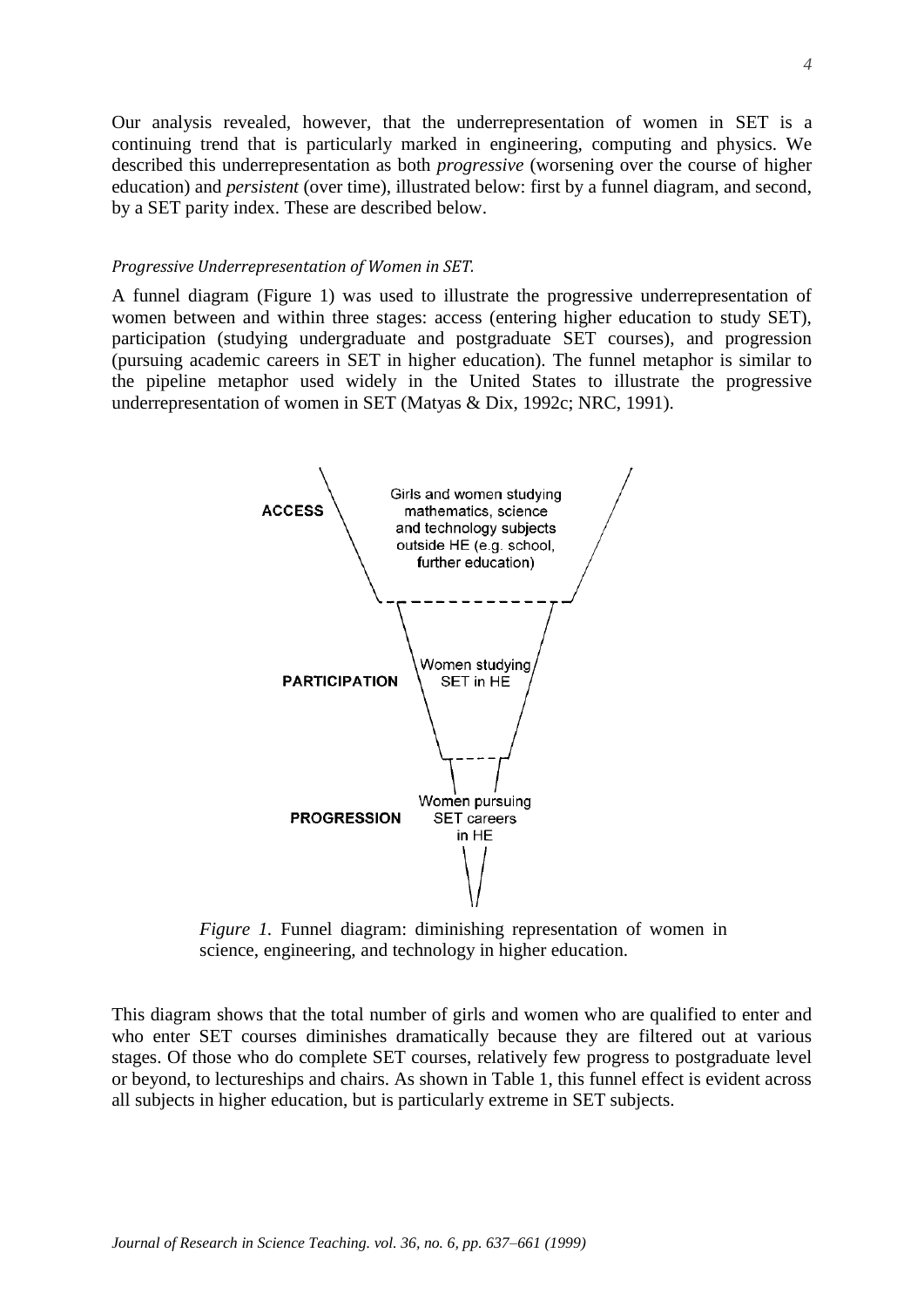Our analysis revealed, however, that the underrepresentation of women in SET is a continuing trend that is particularly marked in engineering, computing and physics. We described this underrepresentation as both *progressive* (worsening over the course of higher education) and *persistent* (over time), illustrated below: first by a funnel diagram, and second, by a SET parity index. These are described below.

#### *Progressive Underrepresentation of Women in SET.*

A funnel diagram (Figure 1) was used to illustrate the progressive underrepresentation of women between and within three stages: access (entering higher education to study SET), participation (studying undergraduate and postgraduate SET courses), and progression (pursuing academic careers in SET in higher education). The funnel metaphor is similar to the pipeline metaphor used widely in the United States to illustrate the progressive underrepresentation of women in SET (Matyas & Dix, 1992c; NRC, 1991).

ACCESS — Girls and women studying mathematics, science and technology subjects outside HE (e.g. school, further education)

PARTICIPATION — Women studying SET in HE

PROGRESSION — Women pursuing SET careers in HE

*Figure 1.* Funnel diagram: diminishing representation of women in science, engineering, and technology in higher education.

This diagram shows that the total number of girls and women who are qualified to enter and who enter SET courses diminishes dramatically because they are filtered out at various stages. Of those who do complete SET courses, relatively few progress to postgraduate level or beyond, to lectureships and chairs. As shown in Table 1, this funnel effect is evident across all subjects in higher education, but is particularly extreme in SET subjects.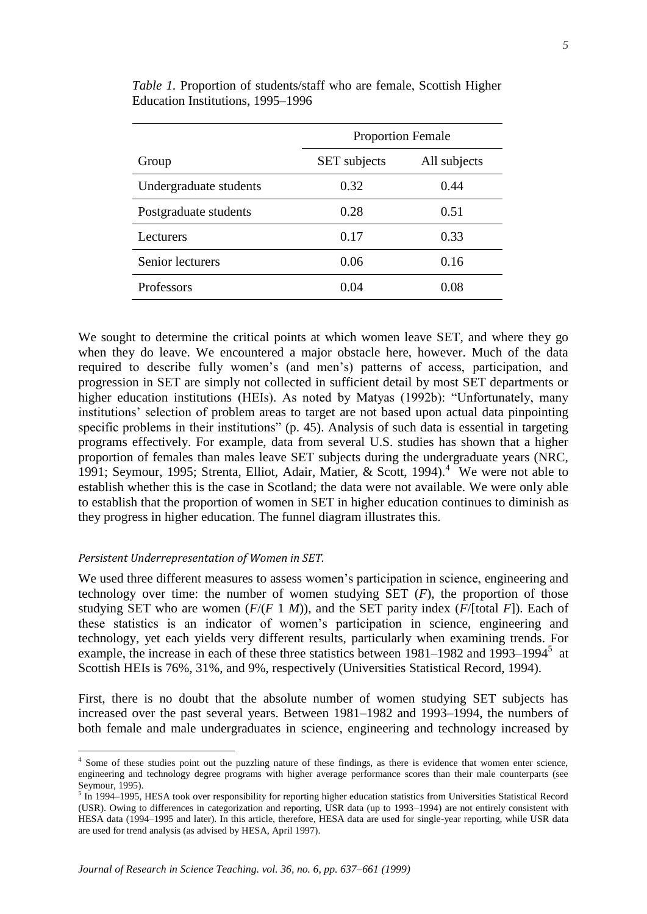*Table 1.* Proportion of students/staff who are female, Scottish Higher Education Institutions, 1995–1996

| | Proportion Female | |
|---|---|---|
| Group | SET subjects | All subjects |
| Undergraduate students | 0.32 | 0.44 |
| Postgraduate students | 0.28 | 0.51 |
| Lecturers | 0.17 | 0.33 |
| Senior lecturers | 0.06 | 0.16 |
| Professors | 0.04 | 0.08 |

We sought to determine the critical points at which women leave SET, and where they go when they do leave. We encountered a major obstacle here, however. Much of the data required to describe fully women's (and men's) patterns of access, participation, and progression in SET are simply not collected in sufficient detail by most SET departments or higher education institutions (HEIs). As noted by Matyas (1992b): "Unfortunately, many institutions' selection of problem areas to target are not based upon actual data pinpointing specific problems in their institutions" (p. 45). Analysis of such data is essential in targeting programs effectively. For example, data from several U.S. studies has shown that a higher proportion of females than males leave SET subjects during the undergraduate years (NRC, 1991; Seymour, 1995; Strenta, Elliot, Adair, Matier, & Scott, 1994).[4] We were not able to establish whether this is the case in Scotland; the data were not available. We were only able to establish that the proportion of women in SET in higher education continues to diminish as they progress in higher education. The funnel diagram illustrates this.

#### *Persistent Underrepresentation of Women in SET.*

We used three different measures to assess women's participation in science, engineering and technology over time: the number of women studying SET ($F$), the proportion of those studying SET who are women ($F/(F\ 1\ M)$), and the SET parity index ($F$/[total $F$]). Each of these statistics is an indicator of women's participation in science, engineering and technology, yet each yields very different results, particularly when examining trends. For example, the increase in each of these three statistics between 1981–1982 and 1993–1994[5] at Scottish HEIs is 76%, 31%, and 9%, respectively (Universities Statistical Record, 1994).

First, there is no doubt that the absolute number of women studying SET subjects has increased over the past several years. Between 1981–1982 and 1993–1994, the numbers of both female and male undergraduates in science, engineering and technology increased by

---

[4] Some of these studies point out the puzzling nature of these findings, as there is evidence that women enter science, engineering and technology degree programs with higher average performance scores than their male counterparts (see Seymour, 1995).

[5] In 1994–1995, HESA took over responsibility for reporting higher education statistics from Universities Statistical Record (USR). Owing to differences in categorization and reporting, USR data (up to 1993–1994) are not entirely consistent with HESA data (1994–1995 and later). In this article, therefore, HESA data are used for single-year reporting, while USR data are used for trend analysis (as advised by HESA, April 1997).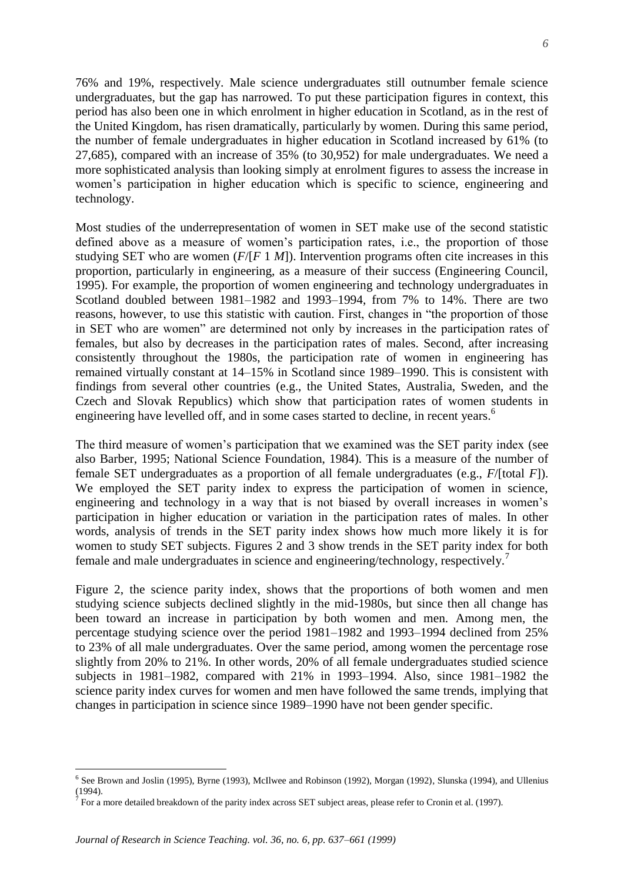76% and 19%, respectively. Male science undergraduates still outnumber female science undergraduates, but the gap has narrowed. To put these participation figures in context, this period has also been one in which enrolment in higher education in Scotland, as in the rest of the United Kingdom, has risen dramatically, particularly by women. During this same period, the number of female undergraduates in higher education in Scotland increased by 61% (to 27,685), compared with an increase of 35% (to 30,952) for male undergraduates. We need a more sophisticated analysis than looking simply at enrolment figures to assess the increase in women's participation in higher education which is specific to science, engineering and technology.

Most studies of the underrepresentation of women in SET make use of the second statistic defined above as a measure of women's participation rates, i.e., the proportion of those studying SET who are women ($F/[F\ 1\ M]$). Intervention programs often cite increases in this proportion, particularly in engineering, as a measure of their success (Engineering Council, 1995). For example, the proportion of women engineering and technology undergraduates in Scotland doubled between 1981–1982 and 1993–1994, from 7% to 14%. There are two reasons, however, to use this statistic with caution. First, changes in "the proportion of those in SET who are women" are determined not only by increases in the participation rates of females, but also by decreases in the participation rates of males. Second, after increasing consistently throughout the 1980s, the participation rate of women in engineering has remained virtually constant at 14–15% in Scotland since 1989–1990. This is consistent with findings from several other countries (e.g., the United States, Australia, Sweden, and the Czech and Slovak Republics) which show that participation rates of women students in engineering have levelled off, and in some cases started to decline, in recent years.[6]

The third measure of women's participation that we examined was the SET parity index (see also Barber, 1995; National Science Foundation, 1984). This is a measure of the number of female SET undergraduates as a proportion of all female undergraduates (e.g., $F/[\text{total } F]$). We employed the SET parity index to express the participation of women in science, engineering and technology in a way that is not biased by overall increases in women's participation in higher education or variation in the participation rates of males. In other words, analysis of trends in the SET parity index shows how much more likely it is for women to study SET subjects. Figures 2 and 3 show trends in the SET parity index for both female and male undergraduates in science and engineering/technology, respectively.[7]

Figure 2, the science parity index, shows that the proportions of both women and men studying science subjects declined slightly in the mid-1980s, but since then all change has been toward an increase in participation by both women and men. Among men, the percentage studying science over the period 1981–1982 and 1993–1994 declined from 25% to 23% of all male undergraduates. Over the same period, among women the percentage rose slightly from 20% to 21%. In other words, 20% of all female undergraduates studied science subjects in 1981–1982, compared with 21% in 1993–1994. Also, since 1981–1982 the science parity index curves for women and men have followed the same trends, implying that changes in participation in science since 1989–1990 have not been gender specific.

[6] See Brown and Joslin (1995), Byrne (1993), McIlwee and Robinson (1992), Morgan (1992), Slunska (1994), and Ullenius (1994).

[7] For a more detailed breakdown of the parity index across SET subject areas, please refer to Cronin et al. (1997).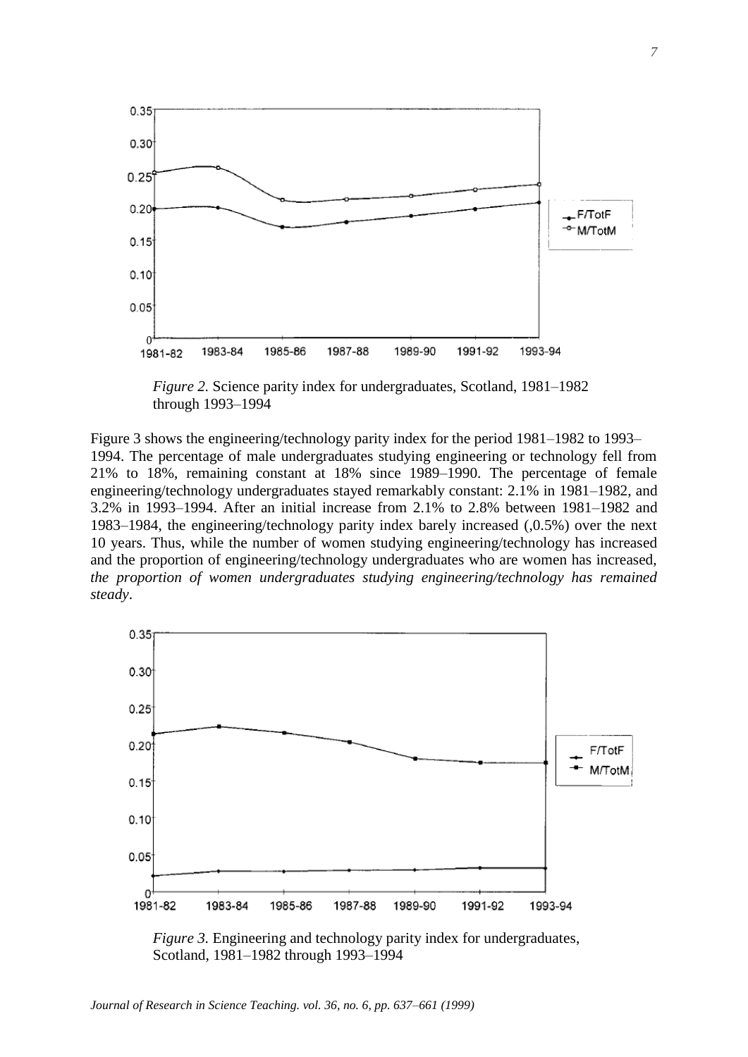*Figure 2.* Science parity index for undergraduates, Scotland, 1981–1982 through 1993–1994

Figure 3 shows the engineering/technology parity index for the period 1981–1982 to 1993–1994. The percentage of male undergraduates studying engineering or technology fell from 21% to 18%, remaining constant at 18% since 1989–1990. The percentage of female engineering/technology undergraduates stayed remarkably constant: 2.1% in 1981–1982, and 3.2% in 1993–1994. After an initial increase from 2.1% to 2.8% between 1981–1982 and 1983–1984, the engineering/technology parity index barely increased (,0.5%) over the next 10 years. Thus, while the number of women studying engineering/technology has increased and the proportion of engineering/technology undergraduates who are women has increased, *the proportion of women undergraduates studying engineering/technology has remained steady*.

*Figure 3.* Engineering and technology parity index for undergraduates, Scotland, 1981–1982 through 1993–1994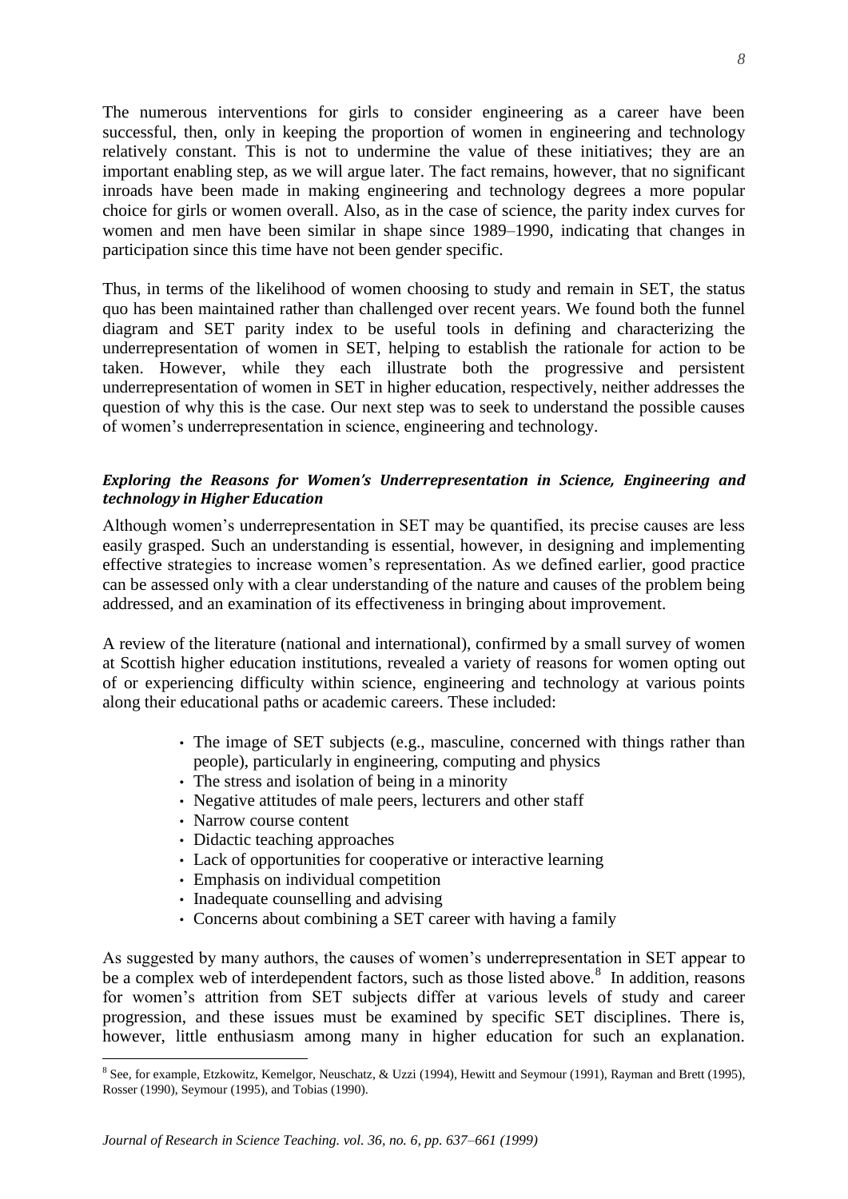The numerous interventions for girls to consider engineering as a career have been successful, then, only in keeping the proportion of women in engineering and technology relatively constant. This is not to undermine the value of these initiatives; they are an important enabling step, as we will argue later. The fact remains, however, that no significant inroads have been made in making engineering and technology degrees a more popular choice for girls or women overall. Also, as in the case of science, the parity index curves for women and men have been similar in shape since 1989–1990, indicating that changes in participation since this time have not been gender specific.

Thus, in terms of the likelihood of women choosing to study and remain in SET, the status quo has been maintained rather than challenged over recent years. We found both the funnel diagram and SET parity index to be useful tools in defining and characterizing the underrepresentation of women in SET, helping to establish the rationale for action to be taken. However, while they each illustrate both the progressive and persistent underrepresentation of women in SET in higher education, respectively, neither addresses the question of why this is the case. Our next step was to seek to understand the possible causes of women's underrepresentation in science, engineering and technology.

### *Exploring the Reasons for Women's Underrepresentation in Science, Engineering and technology in Higher Education*

Although women's underrepresentation in SET may be quantified, its precise causes are less easily grasped. Such an understanding is essential, however, in designing and implementing effective strategies to increase women's representation. As we defined earlier, good practice can be assessed only with a clear understanding of the nature and causes of the problem being addressed, and an examination of its effectiveness in bringing about improvement.

A review of the literature (national and international), confirmed by a small survey of women at Scottish higher education institutions, revealed a variety of reasons for women opting out of or experiencing difficulty within science, engineering and technology at various points along their educational paths or academic careers. These included:

- The image of SET subjects (e.g., masculine, concerned with things rather than people), particularly in engineering, computing and physics
- The stress and isolation of being in a minority
- Negative attitudes of male peers, lecturers and other staff
- Narrow course content
- Didactic teaching approaches
- Lack of opportunities for cooperative or interactive learning
- Emphasis on individual competition
- Inadequate counselling and advising
- Concerns about combining a SET career with having a family

As suggested by many authors, the causes of women's underrepresentation in SET appear to be a complex web of interdependent factors, such as those listed above.[8] In addition, reasons for women's attrition from SET subjects differ at various levels of study and career progression, and these issues must be examined by specific SET disciplines. There is, however, little enthusiasm among many in higher education for such an explanation.

[8] See, for example, Etzkowitz, Kemelgor, Neuschatz, & Uzzi (1994), Hewitt and Seymour (1991), Rayman and Brett (1995), Rosser (1990), Seymour (1995), and Tobias (1990).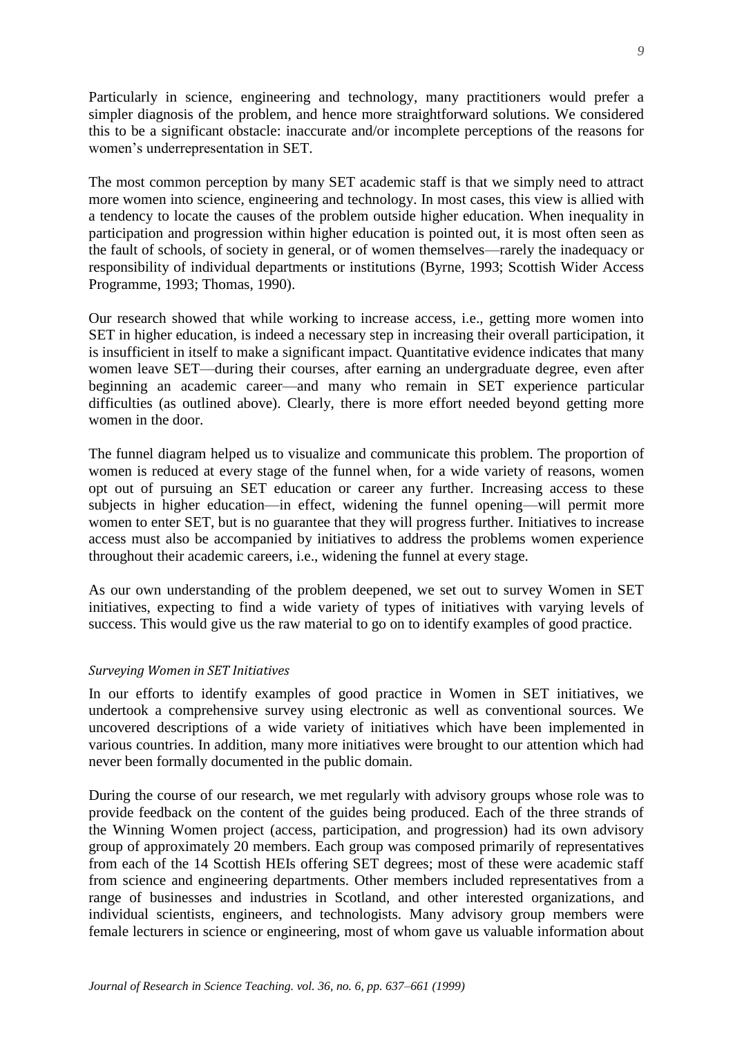Particularly in science, engineering and technology, many practitioners would prefer a simpler diagnosis of the problem, and hence more straightforward solutions. We considered this to be a significant obstacle: inaccurate and/or incomplete perceptions of the reasons for women's underrepresentation in SET.

The most common perception by many SET academic staff is that we simply need to attract more women into science, engineering and technology. In most cases, this view is allied with a tendency to locate the causes of the problem outside higher education. When inequality in participation and progression within higher education is pointed out, it is most often seen as the fault of schools, of society in general, or of women themselves—rarely the inadequacy or responsibility of individual departments or institutions (Byrne, 1993; Scottish Wider Access Programme, 1993; Thomas, 1990).

Our research showed that while working to increase access, i.e., getting more women into SET in higher education, is indeed a necessary step in increasing their overall participation, it is insufficient in itself to make a significant impact. Quantitative evidence indicates that many women leave SET—during their courses, after earning an undergraduate degree, even after beginning an academic career—and many who remain in SET experience particular difficulties (as outlined above). Clearly, there is more effort needed beyond getting more women in the door.

The funnel diagram helped us to visualize and communicate this problem. The proportion of women is reduced at every stage of the funnel when, for a wide variety of reasons, women opt out of pursuing an SET education or career any further. Increasing access to these subjects in higher education—in effect, widening the funnel opening—will permit more women to enter SET, but is no guarantee that they will progress further. Initiatives to increase access must also be accompanied by initiatives to address the problems women experience throughout their academic careers, i.e., widening the funnel at every stage.

As our own understanding of the problem deepened, we set out to survey Women in SET initiatives, expecting to find a wide variety of types of initiatives with varying levels of success. This would give us the raw material to go on to identify examples of good practice.

### *Surveying Women in SET Initiatives*

In our efforts to identify examples of good practice in Women in SET initiatives, we undertook a comprehensive survey using electronic as well as conventional sources. We uncovered descriptions of a wide variety of initiatives which have been implemented in various countries. In addition, many more initiatives were brought to our attention which had never been formally documented in the public domain.

During the course of our research, we met regularly with advisory groups whose role was to provide feedback on the content of the guides being produced. Each of the three strands of the Winning Women project (access, participation, and progression) had its own advisory group of approximately 20 members. Each group was composed primarily of representatives from each of the 14 Scottish HEIs offering SET degrees; most of these were academic staff from science and engineering departments. Other members included representatives from a range of businesses and industries in Scotland, and other interested organizations, and individual scientists, engineers, and technologists. Many advisory group members were female lecturers in science or engineering, most of whom gave us valuable information about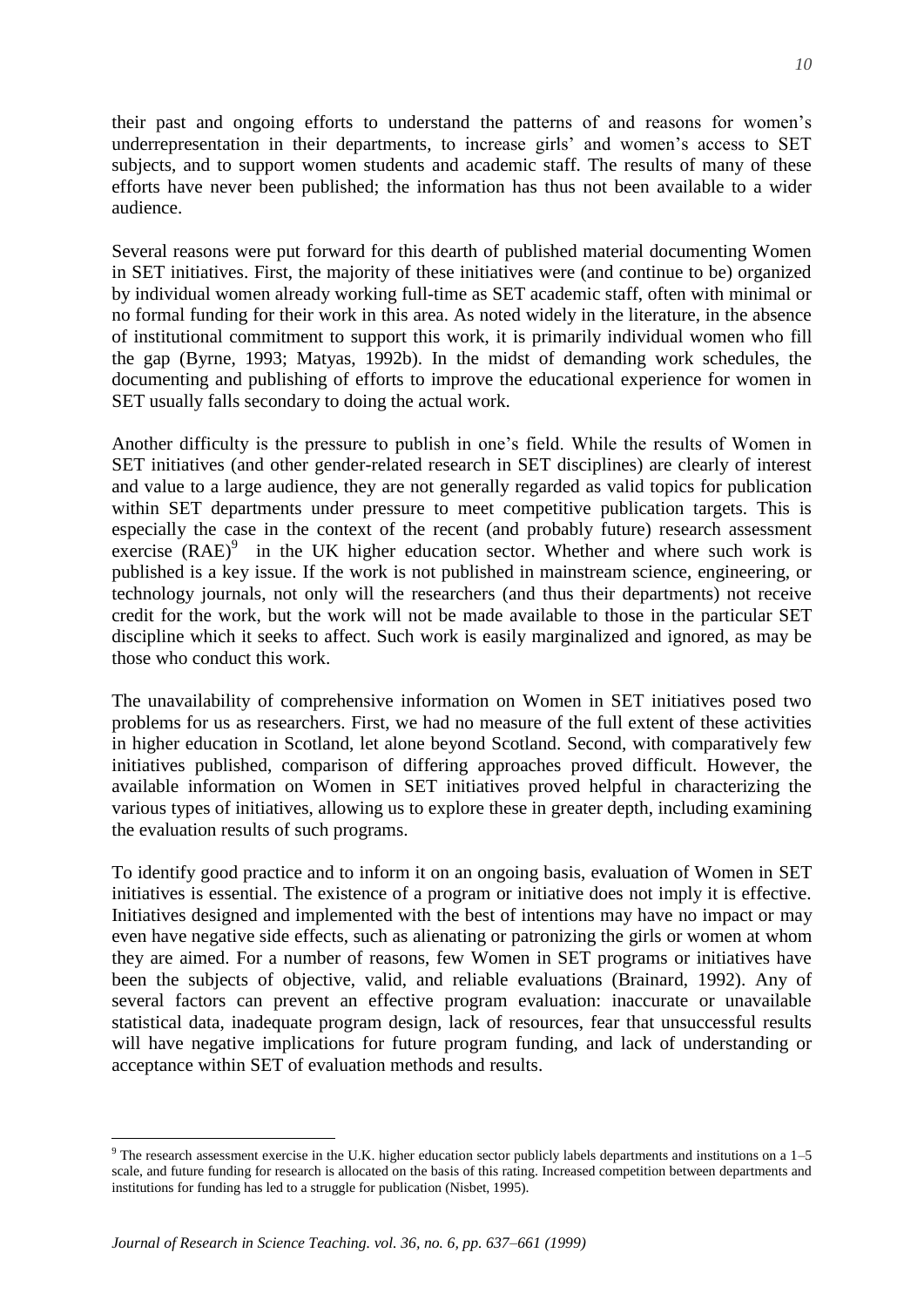their past and ongoing efforts to understand the patterns of and reasons for women's underrepresentation in their departments, to increase girls' and women's access to SET subjects, and to support women students and academic staff. The results of many of these efforts have never been published; the information has thus not been available to a wider audience.

Several reasons were put forward for this dearth of published material documenting Women in SET initiatives. First, the majority of these initiatives were (and continue to be) organized by individual women already working full-time as SET academic staff, often with minimal or no formal funding for their work in this area. As noted widely in the literature, in the absence of institutional commitment to support this work, it is primarily individual women who fill the gap (Byrne, 1993; Matyas, 1992b). In the midst of demanding work schedules, the documenting and publishing of efforts to improve the educational experience for women in SET usually falls secondary to doing the actual work.

Another difficulty is the pressure to publish in one's field. While the results of Women in SET initiatives (and other gender-related research in SET disciplines) are clearly of interest and value to a large audience, they are not generally regarded as valid topics for publication within SET departments under pressure to meet competitive publication targets. This is especially the case in the context of the recent (and probably future) research assessment exercise (RAE)[9] in the UK higher education sector. Whether and where such work is published is a key issue. If the work is not published in mainstream science, engineering, or technology journals, not only will the researchers (and thus their departments) not receive credit for the work, but the work will not be made available to those in the particular SET discipline which it seeks to affect. Such work is easily marginalized and ignored, as may be those who conduct this work.

The unavailability of comprehensive information on Women in SET initiatives posed two problems for us as researchers. First, we had no measure of the full extent of these activities in higher education in Scotland, let alone beyond Scotland. Second, with comparatively few initiatives published, comparison of differing approaches proved difficult. However, the available information on Women in SET initiatives proved helpful in characterizing the various types of initiatives, allowing us to explore these in greater depth, including examining the evaluation results of such programs.

To identify good practice and to inform it on an ongoing basis, evaluation of Women in SET initiatives is essential. The existence of a program or initiative does not imply it is effective. Initiatives designed and implemented with the best of intentions may have no impact or may even have negative side effects, such as alienating or patronizing the girls or women at whom they are aimed. For a number of reasons, few Women in SET programs or initiatives have been the subjects of objective, valid, and reliable evaluations (Brainard, 1992). Any of several factors can prevent an effective program evaluation: inaccurate or unavailable statistical data, inadequate program design, lack of resources, fear that unsuccessful results will have negative implications for future program funding, and lack of understanding or acceptance within SET of evaluation methods and results.

[9] The research assessment exercise in the U.K. higher education sector publicly labels departments and institutions on a 1–5 scale, and future funding for research is allocated on the basis of this rating. Increased competition between departments and institutions for funding has led to a struggle for publication (Nisbet, 1995).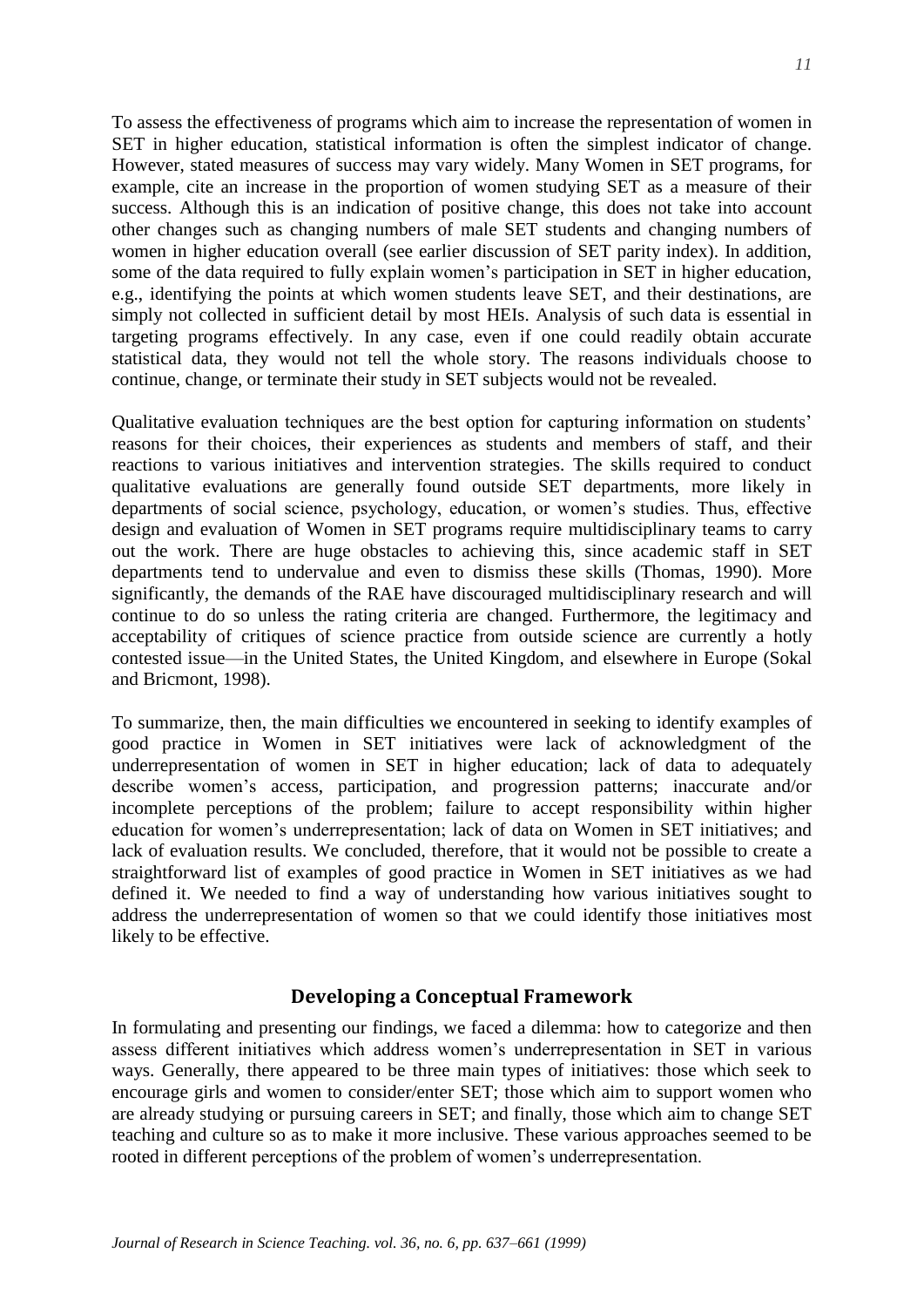To assess the effectiveness of programs which aim to increase the representation of women in SET in higher education, statistical information is often the simplest indicator of change. However, stated measures of success may vary widely. Many Women in SET programs, for example, cite an increase in the proportion of women studying SET as a measure of their success. Although this is an indication of positive change, this does not take into account other changes such as changing numbers of male SET students and changing numbers of women in higher education overall (see earlier discussion of SET parity index). In addition, some of the data required to fully explain women's participation in SET in higher education, e.g., identifying the points at which women students leave SET, and their destinations, are simply not collected in sufficient detail by most HEIs. Analysis of such data is essential in targeting programs effectively. In any case, even if one could readily obtain accurate statistical data, they would not tell the whole story. The reasons individuals choose to continue, change, or terminate their study in SET subjects would not be revealed.

Qualitative evaluation techniques are the best option for capturing information on students' reasons for their choices, their experiences as students and members of staff, and their reactions to various initiatives and intervention strategies. The skills required to conduct qualitative evaluations are generally found outside SET departments, more likely in departments of social science, psychology, education, or women's studies. Thus, effective design and evaluation of Women in SET programs require multidisciplinary teams to carry out the work. There are huge obstacles to achieving this, since academic staff in SET departments tend to undervalue and even to dismiss these skills (Thomas, 1990). More significantly, the demands of the RAE have discouraged multidisciplinary research and will continue to do so unless the rating criteria are changed. Furthermore, the legitimacy and acceptability of critiques of science practice from outside science are currently a hotly contested issue—in the United States, the United Kingdom, and elsewhere in Europe (Sokal and Bricmont, 1998).

To summarize, then, the main difficulties we encountered in seeking to identify examples of good practice in Women in SET initiatives were lack of acknowledgment of the underrepresentation of women in SET in higher education; lack of data to adequately describe women's access, participation, and progression patterns; inaccurate and/or incomplete perceptions of the problem; failure to accept responsibility within higher education for women's underrepresentation; lack of data on Women in SET initiatives; and lack of evaluation results. We concluded, therefore, that it would not be possible to create a straightforward list of examples of good practice in Women in SET initiatives as we had defined it. We needed to find a way of understanding how various initiatives sought to address the underrepresentation of women so that we could identify those initiatives most likely to be effective.

## Developing a Conceptual Framework

In formulating and presenting our findings, we faced a dilemma: how to categorize and then assess different initiatives which address women's underrepresentation in SET in various ways. Generally, there appeared to be three main types of initiatives: those which seek to encourage girls and women to consider/enter SET; those which aim to support women who are already studying or pursuing careers in SET; and finally, those which aim to change SET teaching and culture so as to make it more inclusive. These various approaches seemed to be rooted in different perceptions of the problem of women's underrepresentation.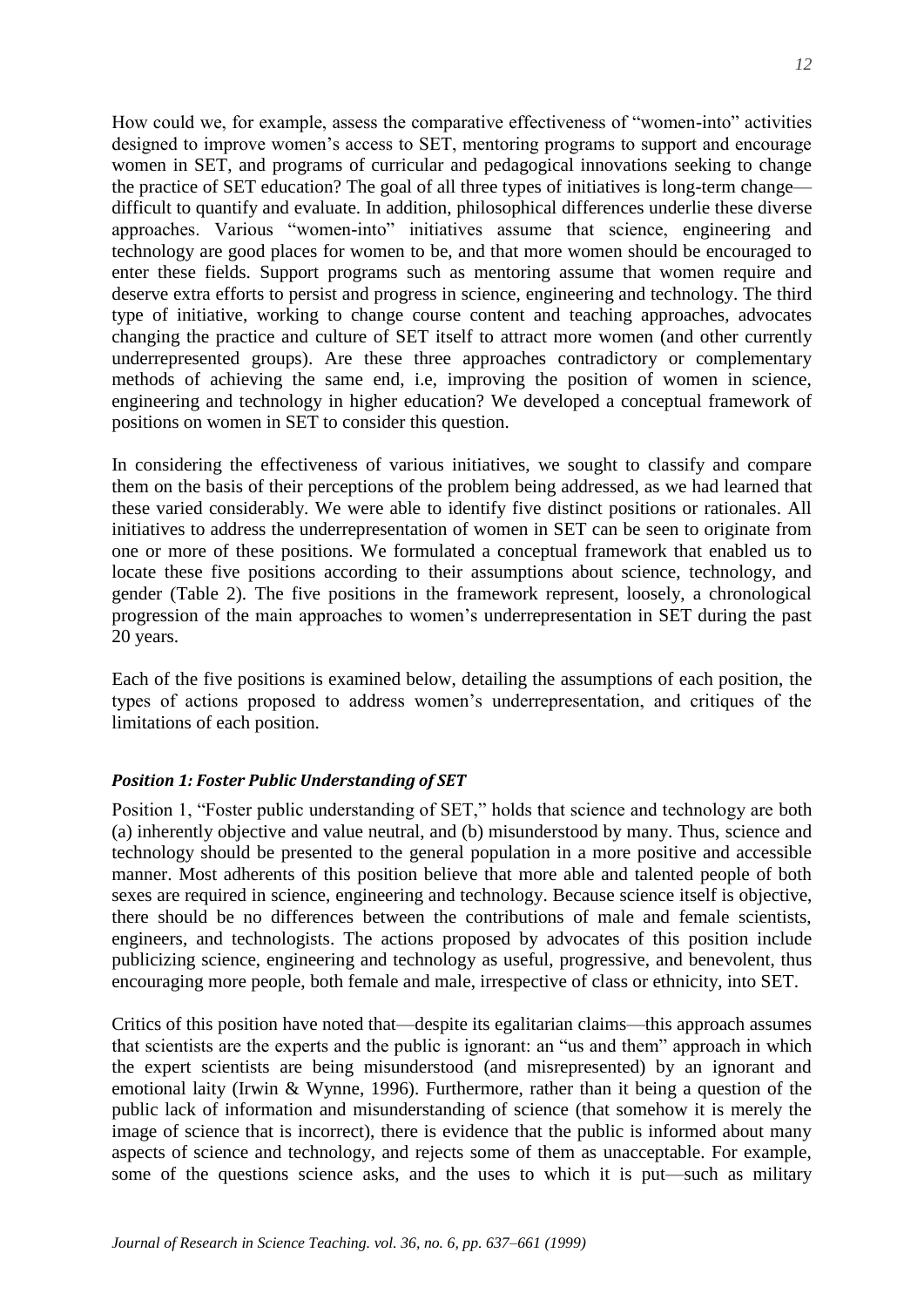How could we, for example, assess the comparative effectiveness of "women-into" activities designed to improve women's access to SET, mentoring programs to support and encourage women in SET, and programs of curricular and pedagogical innovations seeking to change the practice of SET education? The goal of all three types of initiatives is long-term change—difficult to quantify and evaluate. In addition, philosophical differences underlie these diverse approaches. Various "women-into" initiatives assume that science, engineering and technology are good places for women to be, and that more women should be encouraged to enter these fields. Support programs such as mentoring assume that women require and deserve extra efforts to persist and progress in science, engineering and technology. The third type of initiative, working to change course content and teaching approaches, advocates changing the practice and culture of SET itself to attract more women (and other currently underrepresented groups). Are these three approaches contradictory or complementary methods of achieving the same end, i.e, improving the position of women in science, engineering and technology in higher education? We developed a conceptual framework of positions on women in SET to consider this question.

In considering the effectiveness of various initiatives, we sought to classify and compare them on the basis of their perceptions of the problem being addressed, as we had learned that these varied considerably. We were able to identify five distinct positions or rationales. All initiatives to address the underrepresentation of women in SET can be seen to originate from one or more of these positions. We formulated a conceptual framework that enabled us to locate these five positions according to their assumptions about science, technology, and gender (Table 2). The five positions in the framework represent, loosely, a chronological progression of the main approaches to women's underrepresentation in SET during the past 20 years.

Each of the five positions is examined below, detailing the assumptions of each position, the types of actions proposed to address women's underrepresentation, and critiques of the limitations of each position.

#### *Position 1: Foster Public Understanding of SET*

Position 1, "Foster public understanding of SET," holds that science and technology are both (a) inherently objective and value neutral, and (b) misunderstood by many. Thus, science and technology should be presented to the general population in a more positive and accessible manner. Most adherents of this position believe that more able and talented people of both sexes are required in science, engineering and technology. Because science itself is objective, there should be no differences between the contributions of male and female scientists, engineers, and technologists. The actions proposed by advocates of this position include publicizing science, engineering and technology as useful, progressive, and benevolent, thus encouraging more people, both female and male, irrespective of class or ethnicity, into SET.

Critics of this position have noted that—despite its egalitarian claims—this approach assumes that scientists are the experts and the public is ignorant: an "us and them" approach in which the expert scientists are being misunderstood (and misrepresented) by an ignorant and emotional laity (Irwin & Wynne, 1996). Furthermore, rather than it being a question of the public lack of information and misunderstanding of science (that somehow it is merely the image of science that is incorrect), there is evidence that the public is informed about many aspects of science and technology, and rejects some of them as unacceptable. For example, some of the questions science asks, and the uses to which it is put—such as military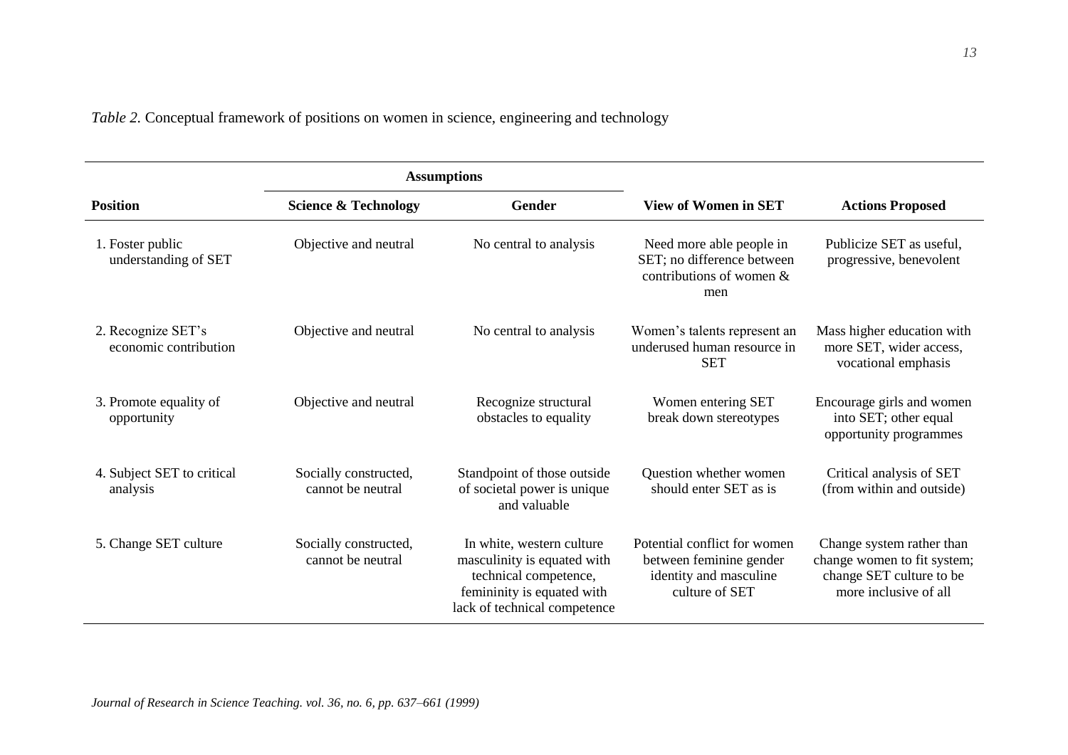*Table 2.* Conceptual framework of positions on women in science, engineering and technology

| Position | Assumptions | | View of Women in SET | Actions Proposed |
|---|---|---|---|---|
| | **Science & Technology** | **Gender** | | |
| 1. Foster public understanding of SET | Objective and neutral | No central to analysis | Need more able people in SET; no difference between contributions of women & men | Publicize SET as useful, progressive, benevolent |
| 2. Recognize SET's economic contribution | Objective and neutral | No central to analysis | Women's talents represent an underused human resource in SET | Mass higher education with more SET, wider access, vocational emphasis |
| 3. Promote equality of opportunity | Objective and neutral | Recognize structural obstacles to equality | Women entering SET break down stereotypes | Encourage girls and women into SET; other equal opportunity programmes |
| 4. Subject SET to critical analysis | Socially constructed, cannot be neutral | Standpoint of those outside of societal power is unique and valuable | Question whether women should enter SET as is | Critical analysis of SET (from within and outside) |
| 5. Change SET culture | Socially constructed, cannot be neutral | In white, western culture masculinity is equated with technical competence, femininity is equated with lack of technical competence | Potential conflict for women between feminine gender identity and masculine culture of SET | Change system rather than change women to fit system; change SET culture to be more inclusive of all |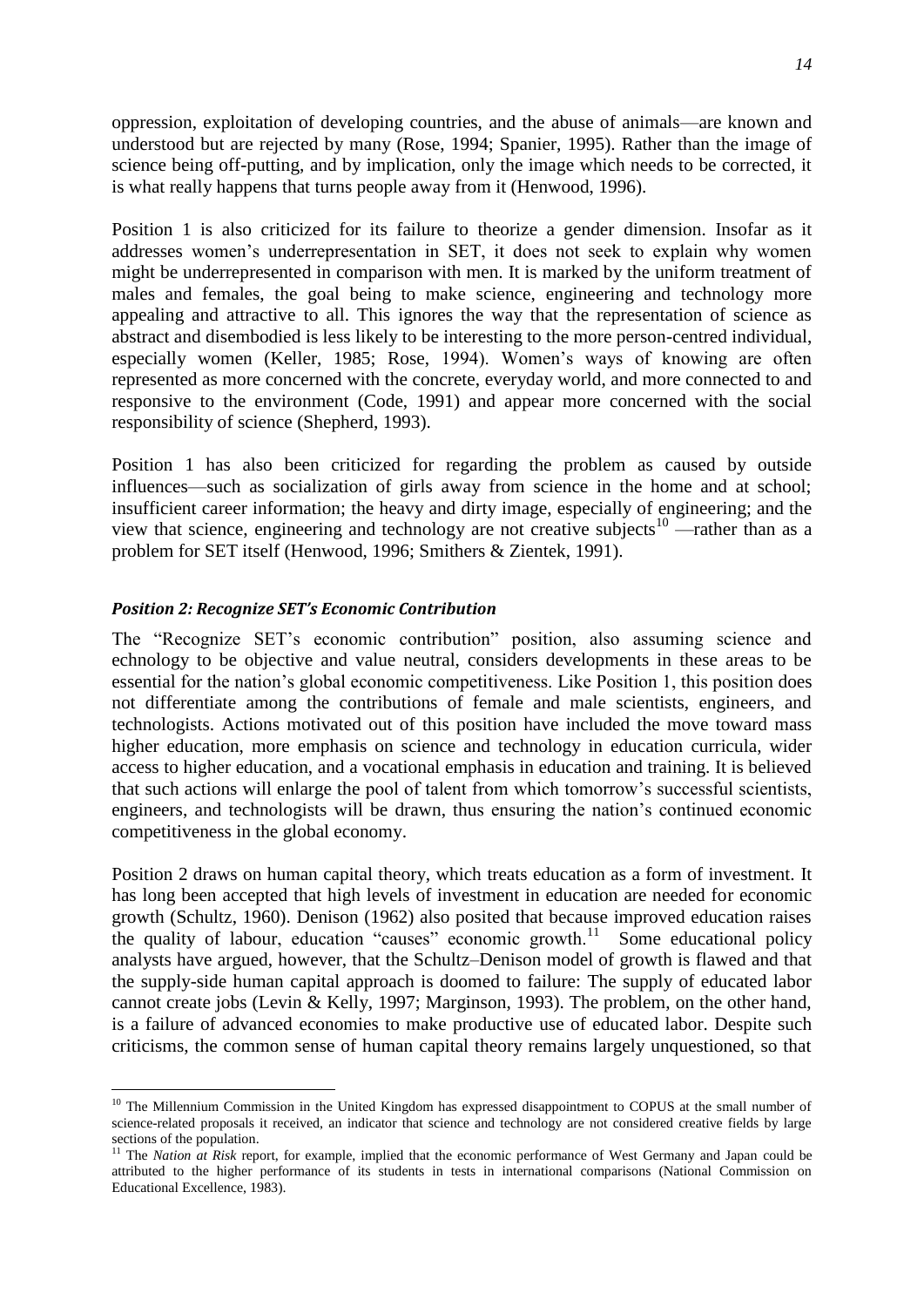oppression, exploitation of developing countries, and the abuse of animals—are known and understood but are rejected by many (Rose, 1994; Spanier, 1995). Rather than the image of science being off-putting, and by implication, only the image which needs to be corrected, it is what really happens that turns people away from it (Henwood, 1996).

Position 1 is also criticized for its failure to theorize a gender dimension. Insofar as it addresses women's underrepresentation in SET, it does not seek to explain why women might be underrepresented in comparison with men. It is marked by the uniform treatment of males and females, the goal being to make science, engineering and technology more appealing and attractive to all. This ignores the way that the representation of science as abstract and disembodied is less likely to be interesting to the more person-centred individual, especially women (Keller, 1985; Rose, 1994). Women's ways of knowing are often represented as more concerned with the concrete, everyday world, and more connected to and responsive to the environment (Code, 1991) and appear more concerned with the social responsibility of science (Shepherd, 1993).

Position 1 has also been criticized for regarding the problem as caused by outside influences—such as socialization of girls away from science in the home and at school; insufficient career information; the heavy and dirty image, especially of engineering; and the view that science, engineering and technology are not creative subjects[10] —rather than as a problem for SET itself (Henwood, 1996; Smithers & Zientek, 1991).

### *Position 2: Recognize SET's Economic Contribution*

The "Recognize SET's economic contribution" position, also assuming science and echnology to be objective and value neutral, considers developments in these areas to be essential for the nation's global economic competitiveness. Like Position 1, this position does not differentiate among the contributions of female and male scientists, engineers, and technologists. Actions motivated out of this position have included the move toward mass higher education, more emphasis on science and technology in education curricula, wider access to higher education, and a vocational emphasis in education and training. It is believed that such actions will enlarge the pool of talent from which tomorrow's successful scientists, engineers, and technologists will be drawn, thus ensuring the nation's continued economic competitiveness in the global economy.

Position 2 draws on human capital theory, which treats education as a form of investment. It has long been accepted that high levels of investment in education are needed for economic growth (Schultz, 1960). Denison (1962) also posited that because improved education raises the quality of labour, education "causes" economic growth.[11] Some educational policy analysts have argued, however, that the Schultz–Denison model of growth is flawed and that the supply-side human capital approach is doomed to failure: The supply of educated labor cannot create jobs (Levin & Kelly, 1997; Marginson, 1993). The problem, on the other hand, is a failure of advanced economies to make productive use of educated labor. Despite such criticisms, the common sense of human capital theory remains largely unquestioned, so that

---

[10] The Millennium Commission in the United Kingdom has expressed disappointment to COPUS at the small number of science-related proposals it received, an indicator that science and technology are not considered creative fields by large sections of the population.

[11] The *Nation at Risk* report, for example, implied that the economic performance of West Germany and Japan could be attributed to the higher performance of its students in tests in international comparisons (National Commission on Educational Excellence, 1983).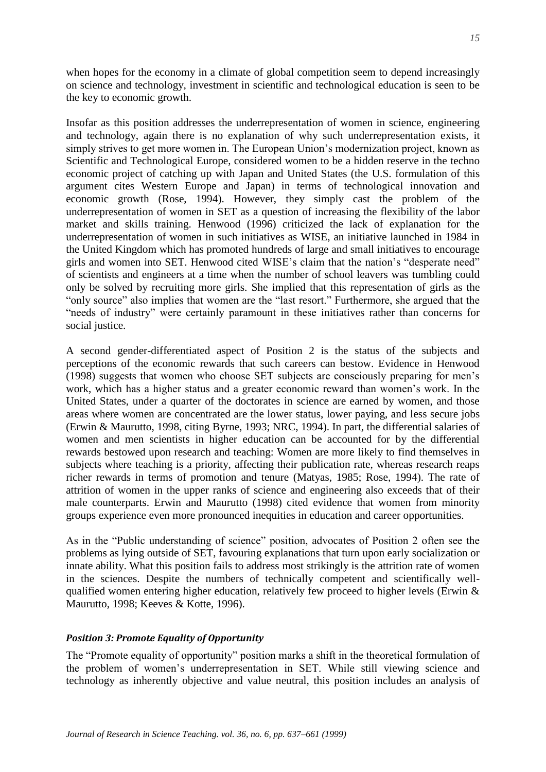when hopes for the economy in a climate of global competition seem to depend increasingly on science and technology, investment in scientific and technological education is seen to be the key to economic growth.

Insofar as this position addresses the underrepresentation of women in science, engineering and technology, again there is no explanation of why such underrepresentation exists, it simply strives to get more women in. The European Union's modernization project, known as Scientific and Technological Europe, considered women to be a hidden reserve in the techno economic project of catching up with Japan and United States (the U.S. formulation of this argument cites Western Europe and Japan) in terms of technological innovation and economic growth (Rose, 1994). However, they simply cast the problem of the underrepresentation of women in SET as a question of increasing the flexibility of the labor market and skills training. Henwood (1996) criticized the lack of explanation for the underrepresentation of women in such initiatives as WISE, an initiative launched in 1984 in the United Kingdom which has promoted hundreds of large and small initiatives to encourage girls and women into SET. Henwood cited WISE's claim that the nation's "desperate need" of scientists and engineers at a time when the number of school leavers was tumbling could only be solved by recruiting more girls. She implied that this representation of girls as the "only source" also implies that women are the "last resort." Furthermore, she argued that the "needs of industry" were certainly paramount in these initiatives rather than concerns for social justice.

A second gender-differentiated aspect of Position 2 is the status of the subjects and perceptions of the economic rewards that such careers can bestow. Evidence in Henwood (1998) suggests that women who choose SET subjects are consciously preparing for men's work, which has a higher status and a greater economic reward than women's work. In the United States, under a quarter of the doctorates in science are earned by women, and those areas where women are concentrated are the lower status, lower paying, and less secure jobs (Erwin & Maurutto, 1998, citing Byrne, 1993; NRC, 1994). In part, the differential salaries of women and men scientists in higher education can be accounted for by the differential rewards bestowed upon research and teaching: Women are more likely to find themselves in subjects where teaching is a priority, affecting their publication rate, whereas research reaps richer rewards in terms of promotion and tenure (Matyas, 1985; Rose, 1994). The rate of attrition of women in the upper ranks of science and engineering also exceeds that of their male counterparts. Erwin and Maurutto (1998) cited evidence that women from minority groups experience even more pronounced inequities in education and career opportunities.

As in the "Public understanding of science" position, advocates of Position 2 often see the problems as lying outside of SET, favouring explanations that turn upon early socialization or innate ability. What this position fails to address most strikingly is the attrition rate of women in the sciences. Despite the numbers of technically competent and scientifically well-qualified women entering higher education, relatively few proceed to higher levels (Erwin & Maurutto, 1998; Keeves & Kotte, 1996).

#### *Position 3: Promote Equality of Opportunity*

The "Promote equality of opportunity" position marks a shift in the theoretical formulation of the problem of women's underrepresentation in SET. While still viewing science and technology as inherently objective and value neutral, this position includes an analysis of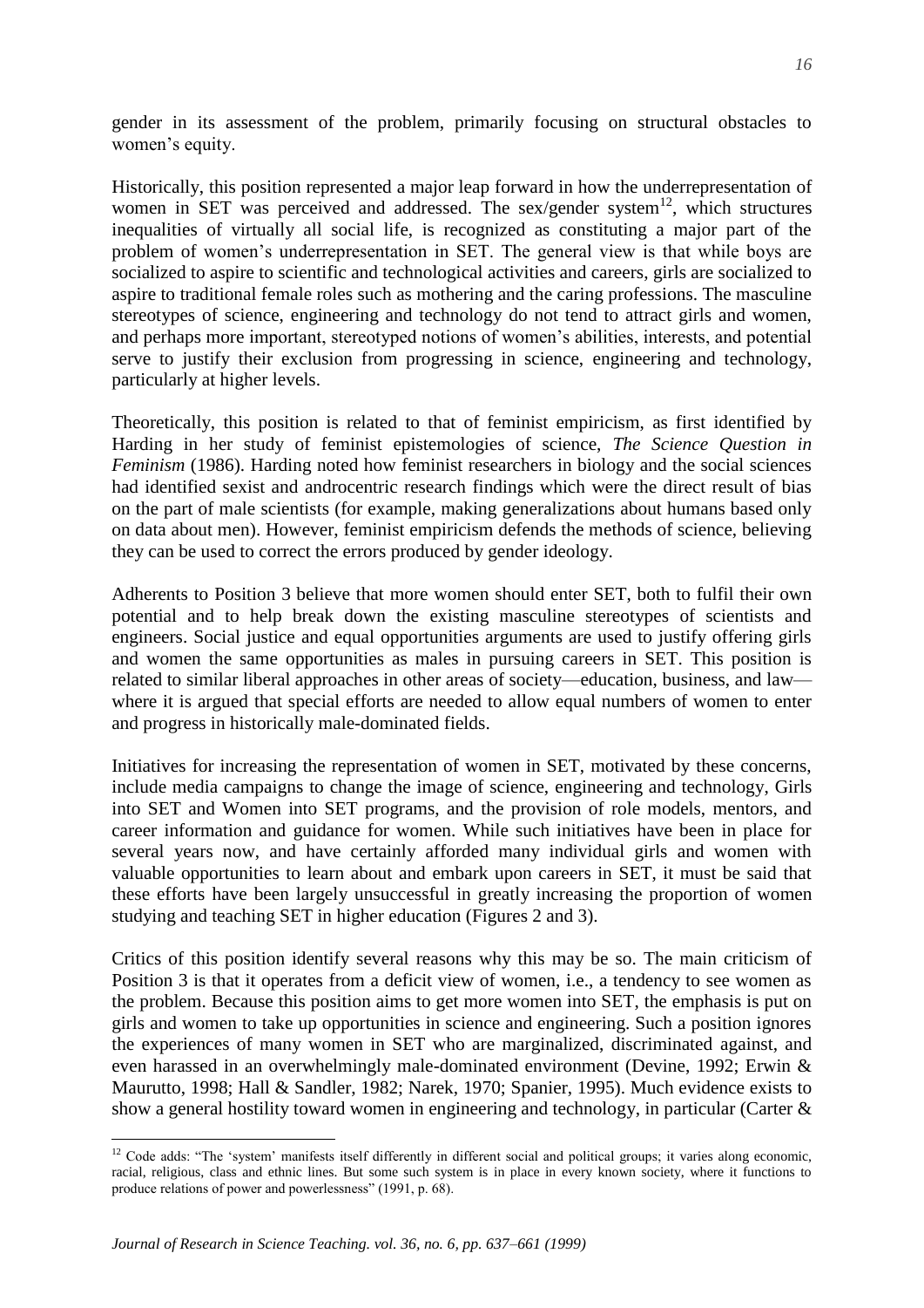gender in its assessment of the problem, primarily focusing on structural obstacles to women's equity.

Historically, this position represented a major leap forward in how the underrepresentation of women in SET was perceived and addressed. The sex/gender system[12], which structures inequalities of virtually all social life, is recognized as constituting a major part of the problem of women's underrepresentation in SET. The general view is that while boys are socialized to aspire to scientific and technological activities and careers, girls are socialized to aspire to traditional female roles such as mothering and the caring professions. The masculine stereotypes of science, engineering and technology do not tend to attract girls and women, and perhaps more important, stereotyped notions of women's abilities, interests, and potential serve to justify their exclusion from progressing in science, engineering and technology, particularly at higher levels.

Theoretically, this position is related to that of feminist empiricism, as first identified by Harding in her study of feminist epistemologies of science, *The Science Question in Feminism* (1986). Harding noted how feminist researchers in biology and the social sciences had identified sexist and androcentric research findings which were the direct result of bias on the part of male scientists (for example, making generalizations about humans based only on data about men). However, feminist empiricism defends the methods of science, believing they can be used to correct the errors produced by gender ideology.

Adherents to Position 3 believe that more women should enter SET, both to fulfil their own potential and to help break down the existing masculine stereotypes of scientists and engineers. Social justice and equal opportunities arguments are used to justify offering girls and women the same opportunities as males in pursuing careers in SET. This position is related to similar liberal approaches in other areas of society—education, business, and law—where it is argued that special efforts are needed to allow equal numbers of women to enter and progress in historically male-dominated fields.

Initiatives for increasing the representation of women in SET, motivated by these concerns, include media campaigns to change the image of science, engineering and technology, Girls into SET and Women into SET programs, and the provision of role models, mentors, and career information and guidance for women. While such initiatives have been in place for several years now, and have certainly afforded many individual girls and women with valuable opportunities to learn about and embark upon careers in SET, it must be said that these efforts have been largely unsuccessful in greatly increasing the proportion of women studying and teaching SET in higher education (Figures 2 and 3).

Critics of this position identify several reasons why this may be so. The main criticism of Position 3 is that it operates from a deficit view of women, i.e., a tendency to see women as the problem. Because this position aims to get more women into SET, the emphasis is put on girls and women to take up opportunities in science and engineering. Such a position ignores the experiences of many women in SET who are marginalized, discriminated against, and even harassed in an overwhelmingly male-dominated environment (Devine, 1992; Erwin & Maurutto, 1998; Hall & Sandler, 1982; Narek, 1970; Spanier, 1995). Much evidence exists to show a general hostility toward women in engineering and technology, in particular (Carter &

[12] Code adds: "The 'system' manifests itself differently in different social and political groups; it varies along economic, racial, religious, class and ethnic lines. But some such system is in place in every known society, where it functions to produce relations of power and powerlessness" (1991, p. 68).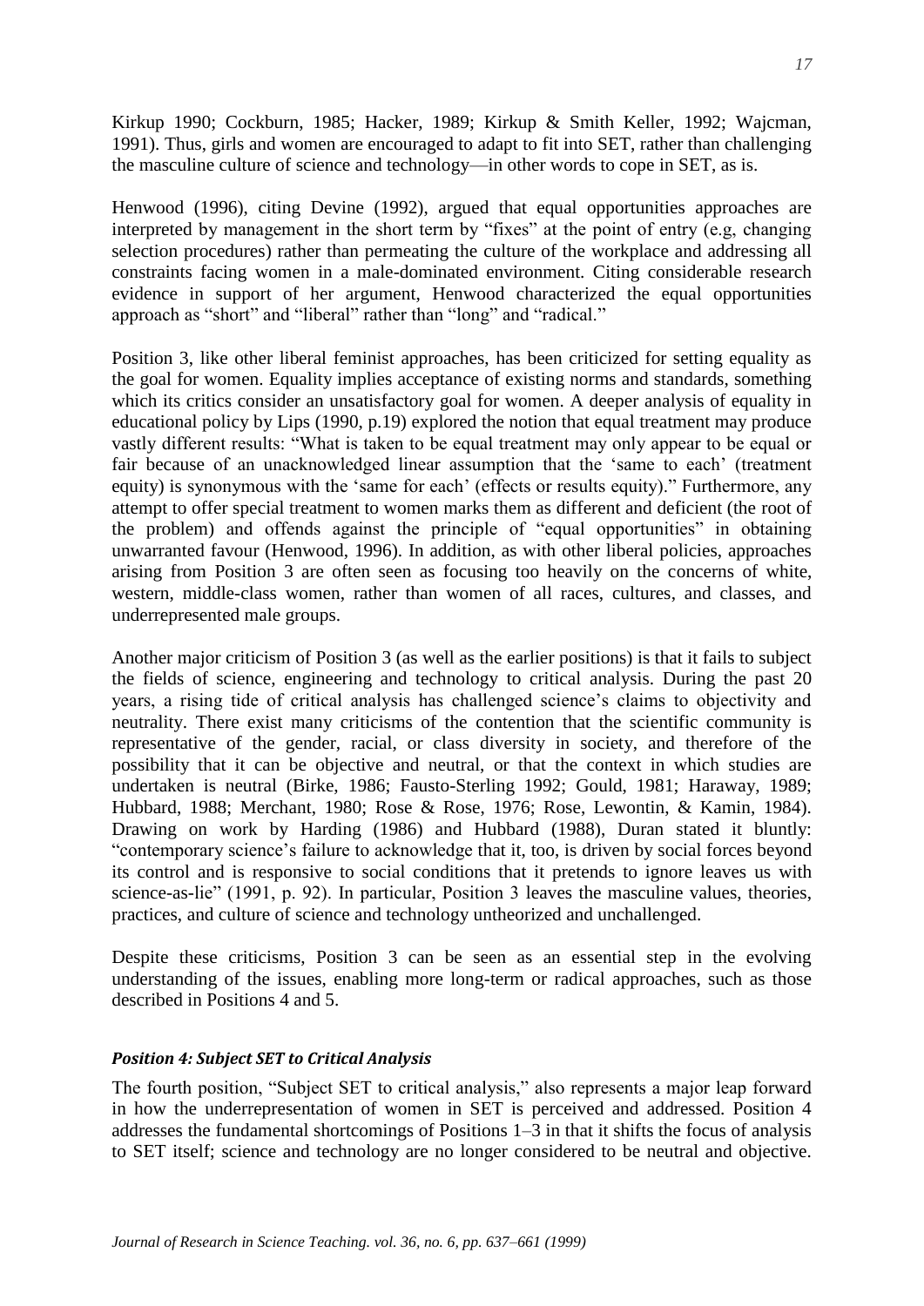Kirkup 1990; Cockburn, 1985; Hacker, 1989; Kirkup & Smith Keller, 1992; Wajcman, 1991). Thus, girls and women are encouraged to adapt to fit into SET, rather than challenging the masculine culture of science and technology—in other words to cope in SET, as is.

Henwood (1996), citing Devine (1992), argued that equal opportunities approaches are interpreted by management in the short term by "fixes" at the point of entry (e.g, changing selection procedures) rather than permeating the culture of the workplace and addressing all constraints facing women in a male-dominated environment. Citing considerable research evidence in support of her argument, Henwood characterized the equal opportunities approach as "short" and "liberal" rather than "long" and "radical."

Position 3, like other liberal feminist approaches, has been criticized for setting equality as the goal for women. Equality implies acceptance of existing norms and standards, something which its critics consider an unsatisfactory goal for women. A deeper analysis of equality in educational policy by Lips (1990, p.19) explored the notion that equal treatment may produce vastly different results: "What is taken to be equal treatment may only appear to be equal or fair because of an unacknowledged linear assumption that the 'same to each' (treatment equity) is synonymous with the 'same for each' (effects or results equity)." Furthermore, any attempt to offer special treatment to women marks them as different and deficient (the root of the problem) and offends against the principle of "equal opportunities" in obtaining unwarranted favour (Henwood, 1996). In addition, as with other liberal policies, approaches arising from Position 3 are often seen as focusing too heavily on the concerns of white, western, middle-class women, rather than women of all races, cultures, and classes, and underrepresented male groups.

Another major criticism of Position 3 (as well as the earlier positions) is that it fails to subject the fields of science, engineering and technology to critical analysis. During the past 20 years, a rising tide of critical analysis has challenged science's claims to objectivity and neutrality. There exist many criticisms of the contention that the scientific community is representative of the gender, racial, or class diversity in society, and therefore of the possibility that it can be objective and neutral, or that the context in which studies are undertaken is neutral (Birke, 1986; Fausto-Sterling 1992; Gould, 1981; Haraway, 1989; Hubbard, 1988; Merchant, 1980; Rose & Rose, 1976; Rose, Lewontin, & Kamin, 1984). Drawing on work by Harding (1986) and Hubbard (1988), Duran stated it bluntly: "contemporary science's failure to acknowledge that it, too, is driven by social forces beyond its control and is responsive to social conditions that it pretends to ignore leaves us with science-as-lie" (1991, p. 92). In particular, Position 3 leaves the masculine values, theories, practices, and culture of science and technology untheorized and unchallenged.

Despite these criticisms, Position 3 can be seen as an essential step in the evolving understanding of the issues, enabling more long-term or radical approaches, such as those described in Positions 4 and 5.

### *Position 4: Subject SET to Critical Analysis*

The fourth position, "Subject SET to critical analysis," also represents a major leap forward in how the underrepresentation of women in SET is perceived and addressed. Position 4 addresses the fundamental shortcomings of Positions 1–3 in that it shifts the focus of analysis to SET itself; science and technology are no longer considered to be neutral and objective.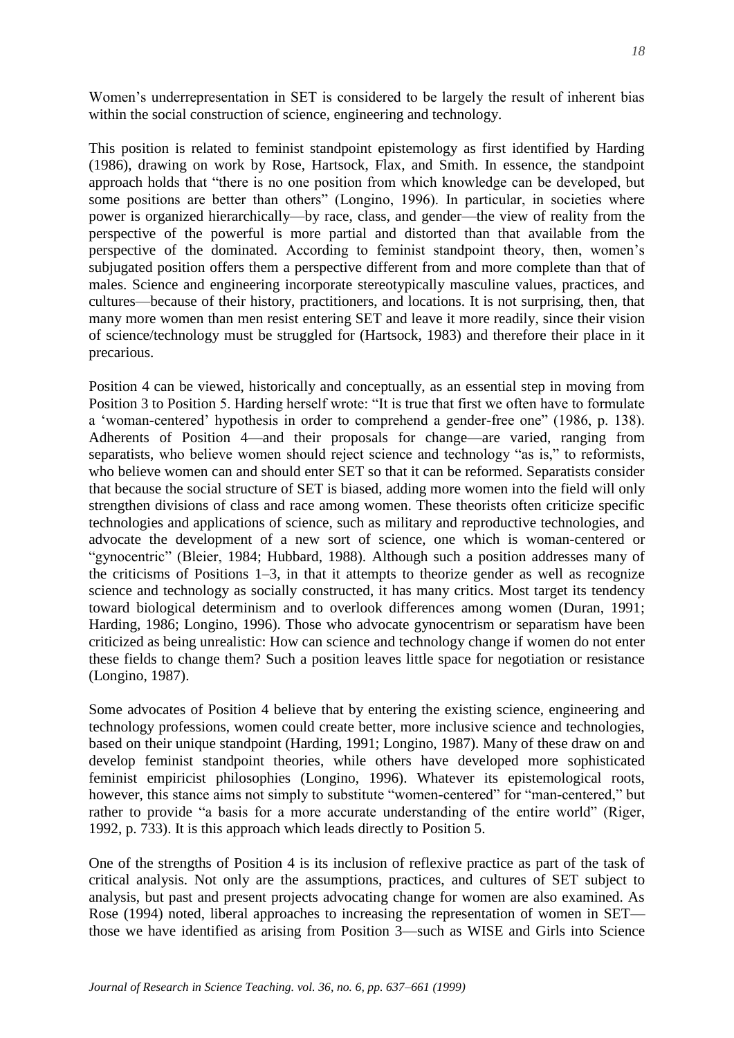Women's underrepresentation in SET is considered to be largely the result of inherent bias within the social construction of science, engineering and technology.

This position is related to feminist standpoint epistemology as first identified by Harding (1986), drawing on work by Rose, Hartsock, Flax, and Smith. In essence, the standpoint approach holds that "there is no one position from which knowledge can be developed, but some positions are better than others" (Longino, 1996). In particular, in societies where power is organized hierarchically—by race, class, and gender—the view of reality from the perspective of the powerful is more partial and distorted than that available from the perspective of the dominated. According to feminist standpoint theory, then, women's subjugated position offers them a perspective different from and more complete than that of males. Science and engineering incorporate stereotypically masculine values, practices, and cultures—because of their history, practitioners, and locations. It is not surprising, then, that many more women than men resist entering SET and leave it more readily, since their vision of science/technology must be struggled for (Hartsock, 1983) and therefore their place in it precarious.

Position 4 can be viewed, historically and conceptually, as an essential step in moving from Position 3 to Position 5. Harding herself wrote: "It is true that first we often have to formulate a 'woman-centered' hypothesis in order to comprehend a gender-free one" (1986, p. 138). Adherents of Position 4—and their proposals for change—are varied, ranging from separatists, who believe women should reject science and technology "as is," to reformists, who believe women can and should enter SET so that it can be reformed. Separatists consider that because the social structure of SET is biased, adding more women into the field will only strengthen divisions of class and race among women. These theorists often criticize specific technologies and applications of science, such as military and reproductive technologies, and advocate the development of a new sort of science, one which is woman-centered or "gynocentric" (Bleier, 1984; Hubbard, 1988). Although such a position addresses many of the criticisms of Positions 1–3, in that it attempts to theorize gender as well as recognize science and technology as socially constructed, it has many critics. Most target its tendency toward biological determinism and to overlook differences among women (Duran, 1991; Harding, 1986; Longino, 1996). Those who advocate gynocentrism or separatism have been criticized as being unrealistic: How can science and technology change if women do not enter these fields to change them? Such a position leaves little space for negotiation or resistance (Longino, 1987).

Some advocates of Position 4 believe that by entering the existing science, engineering and technology professions, women could create better, more inclusive science and technologies, based on their unique standpoint (Harding, 1991; Longino, 1987). Many of these draw on and develop feminist standpoint theories, while others have developed more sophisticated feminist empiricist philosophies (Longino, 1996). Whatever its epistemological roots, however, this stance aims not simply to substitute "women-centered" for "man-centered," but rather to provide "a basis for a more accurate understanding of the entire world" (Riger, 1992, p. 733). It is this approach which leads directly to Position 5.

One of the strengths of Position 4 is its inclusion of reflexive practice as part of the task of critical analysis. Not only are the assumptions, practices, and cultures of SET subject to analysis, but past and present projects advocating change for women are also examined. As Rose (1994) noted, liberal approaches to increasing the representation of women in SET—those we have identified as arising from Position 3—such as WISE and Girls into Science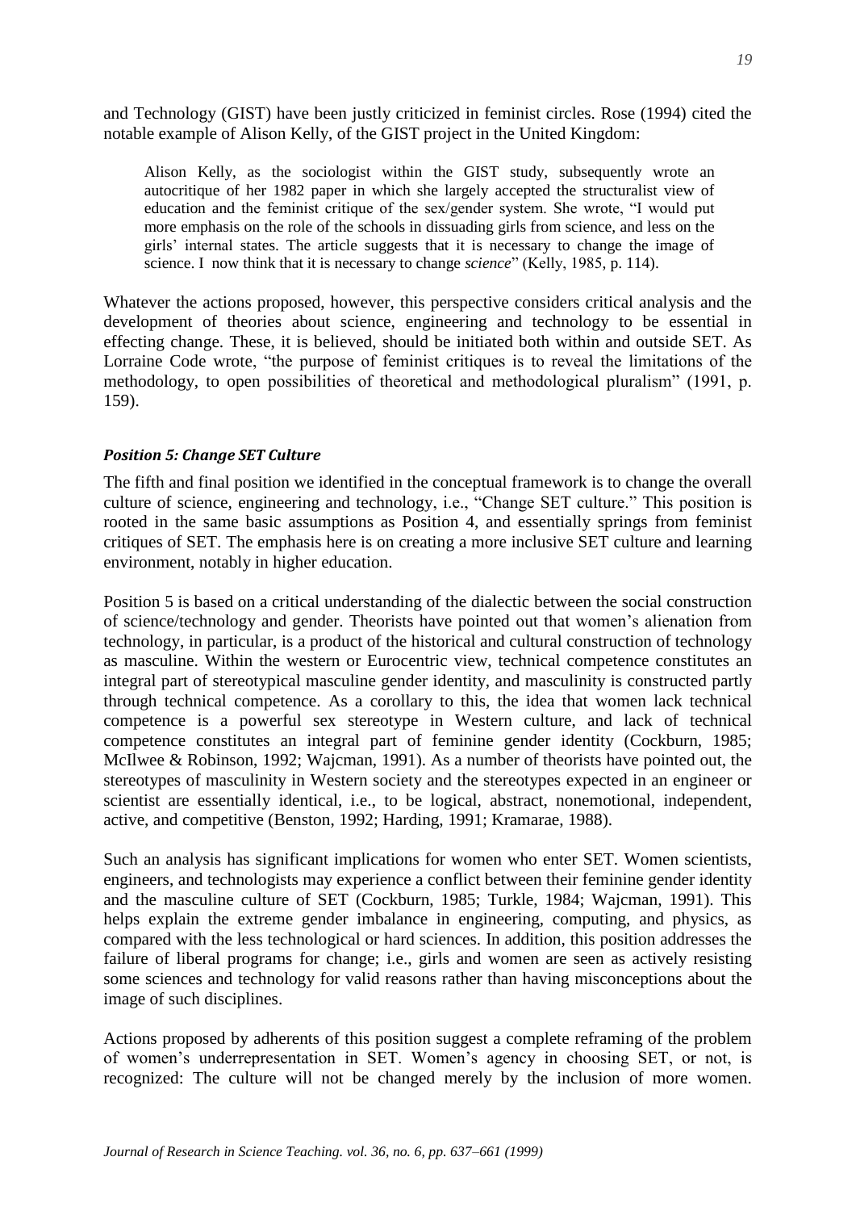and Technology (GIST) have been justly criticized in feminist circles. Rose (1994) cited the notable example of Alison Kelly, of the GIST project in the United Kingdom:

> Alison Kelly, as the sociologist within the GIST study, subsequently wrote an autocritique of her 1982 paper in which she largely accepted the structuralist view of education and the feminist critique of the sex/gender system. She wrote, "I would put more emphasis on the role of the schools in dissuading girls from science, and less on the girls' internal states. The article suggests that it is necessary to change the image of science. I now think that it is necessary to change *science*" (Kelly, 1985, p. 114).

Whatever the actions proposed, however, this perspective considers critical analysis and the development of theories about science, engineering and technology to be essential in effecting change. These, it is believed, should be initiated both within and outside SET. As Lorraine Code wrote, "the purpose of feminist critiques is to reveal the limitations of the methodology, to open possibilities of theoretical and methodological pluralism" (1991, p. 159).

### *Position 5: Change SET Culture*

The fifth and final position we identified in the conceptual framework is to change the overall culture of science, engineering and technology, i.e., "Change SET culture." This position is rooted in the same basic assumptions as Position 4, and essentially springs from feminist critiques of SET. The emphasis here is on creating a more inclusive SET culture and learning environment, notably in higher education.

Position 5 is based on a critical understanding of the dialectic between the social construction of science/technology and gender. Theorists have pointed out that women's alienation from technology, in particular, is a product of the historical and cultural construction of technology as masculine. Within the western or Eurocentric view, technical competence constitutes an integral part of stereotypical masculine gender identity, and masculinity is constructed partly through technical competence. As a corollary to this, the idea that women lack technical competence is a powerful sex stereotype in Western culture, and lack of technical competence constitutes an integral part of feminine gender identity (Cockburn, 1985; McIlwee & Robinson, 1992; Wajcman, 1991). As a number of theorists have pointed out, the stereotypes of masculinity in Western society and the stereotypes expected in an engineer or scientist are essentially identical, i.e., to be logical, abstract, nonemotional, independent, active, and competitive (Benston, 1992; Harding, 1991; Kramarae, 1988).

Such an analysis has significant implications for women who enter SET. Women scientists, engineers, and technologists may experience a conflict between their feminine gender identity and the masculine culture of SET (Cockburn, 1985; Turkle, 1984; Wajcman, 1991). This helps explain the extreme gender imbalance in engineering, computing, and physics, as compared with the less technological or hard sciences. In addition, this position addresses the failure of liberal programs for change; i.e., girls and women are seen as actively resisting some sciences and technology for valid reasons rather than having misconceptions about the image of such disciplines.

Actions proposed by adherents of this position suggest a complete reframing of the problem of women's underrepresentation in SET. Women's agency in choosing SET, or not, is recognized: The culture will not be changed merely by the inclusion of more women.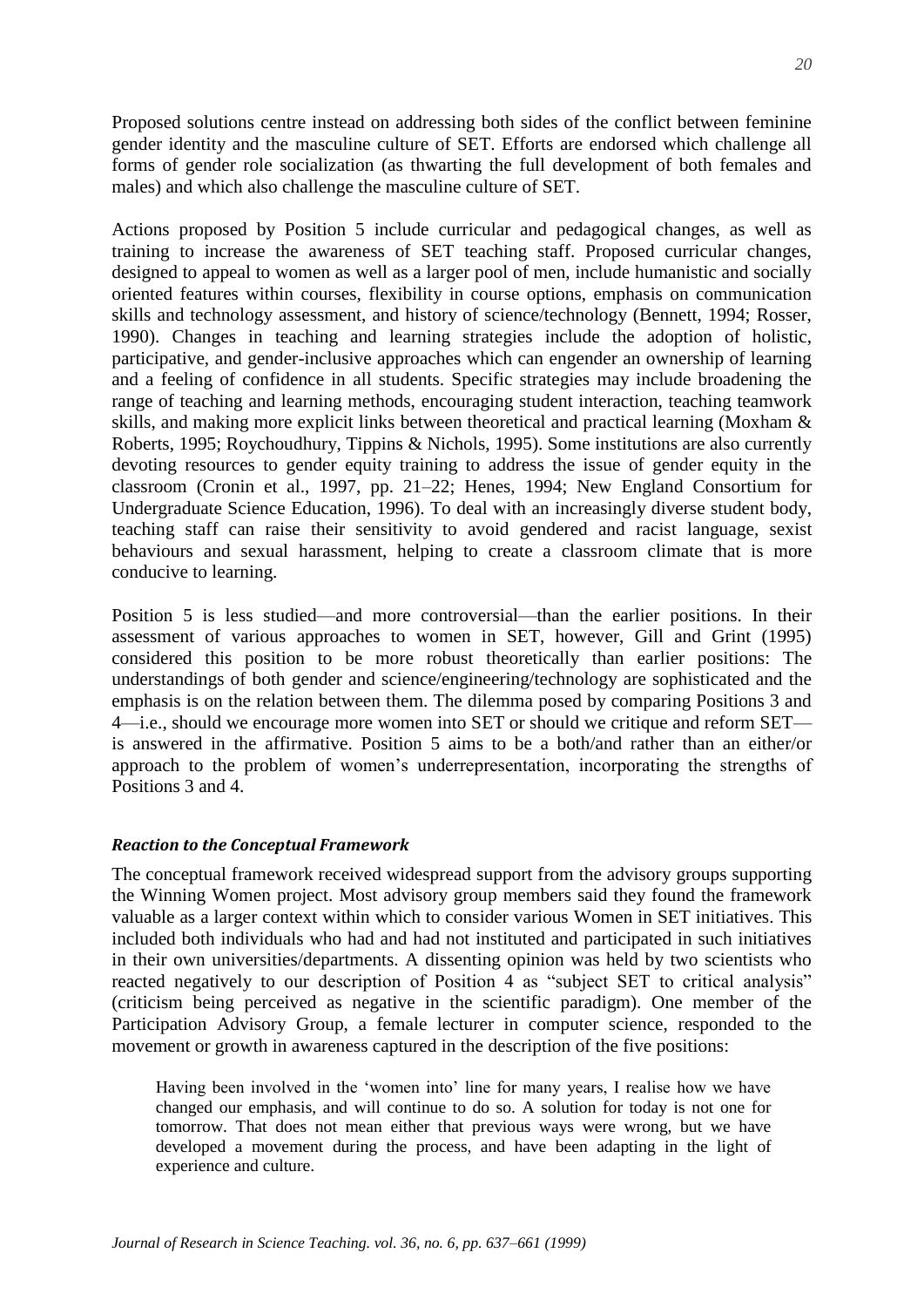Proposed solutions centre instead on addressing both sides of the conflict between feminine gender identity and the masculine culture of SET. Efforts are endorsed which challenge all forms of gender role socialization (as thwarting the full development of both females and males) and which also challenge the masculine culture of SET.

Actions proposed by Position 5 include curricular and pedagogical changes, as well as training to increase the awareness of SET teaching staff. Proposed curricular changes, designed to appeal to women as well as a larger pool of men, include humanistic and socially oriented features within courses, flexibility in course options, emphasis on communication skills and technology assessment, and history of science/technology (Bennett, 1994; Rosser, 1990). Changes in teaching and learning strategies include the adoption of holistic, participative, and gender-inclusive approaches which can engender an ownership of learning and a feeling of confidence in all students. Specific strategies may include broadening the range of teaching and learning methods, encouraging student interaction, teaching teamwork skills, and making more explicit links between theoretical and practical learning (Moxham & Roberts, 1995; Roychoudhury, Tippins & Nichols, 1995). Some institutions are also currently devoting resources to gender equity training to address the issue of gender equity in the classroom (Cronin et al., 1997, pp. 21–22; Henes, 1994; New England Consortium for Undergraduate Science Education, 1996). To deal with an increasingly diverse student body, teaching staff can raise their sensitivity to avoid gendered and racist language, sexist behaviours and sexual harassment, helping to create a classroom climate that is more conducive to learning.

Position 5 is less studied—and more controversial—than the earlier positions. In their assessment of various approaches to women in SET, however, Gill and Grint (1995) considered this position to be more robust theoretically than earlier positions: The understandings of both gender and science/engineering/technology are sophisticated and the emphasis is on the relation between them. The dilemma posed by comparing Positions 3 and 4—i.e., should we encourage more women into SET or should we critique and reform SET—is answered in the affirmative. Position 5 aims to be a both/and rather than an either/or approach to the problem of women's underrepresentation, incorporating the strengths of Positions 3 and 4.

#### *Reaction to the Conceptual Framework*

The conceptual framework received widespread support from the advisory groups supporting the Winning Women project. Most advisory group members said they found the framework valuable as a larger context within which to consider various Women in SET initiatives. This included both individuals who had and had not instituted and participated in such initiatives in their own universities/departments. A dissenting opinion was held by two scientists who reacted negatively to our description of Position 4 as "subject SET to critical analysis" (criticism being perceived as negative in the scientific paradigm). One member of the Participation Advisory Group, a female lecturer in computer science, responded to the movement or growth in awareness captured in the description of the five positions:

> Having been involved in the 'women into' line for many years, I realise how we have changed our emphasis, and will continue to do so. A solution for today is not one for tomorrow. That does not mean either that previous ways were wrong, but we have developed a movement during the process, and have been adapting in the light of experience and culture.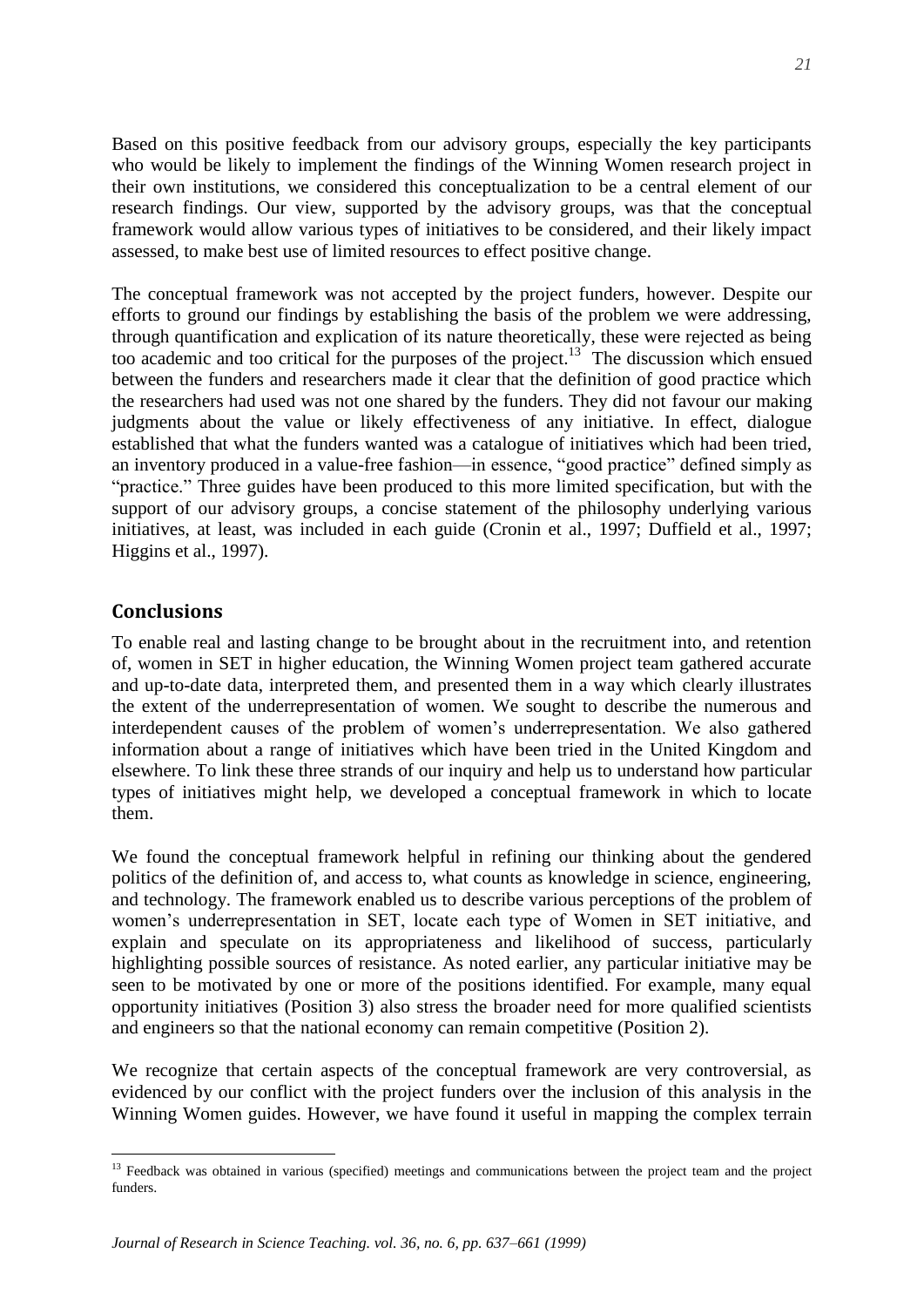Based on this positive feedback from our advisory groups, especially the key participants who would be likely to implement the findings of the Winning Women research project in their own institutions, we considered this conceptualization to be a central element of our research findings. Our view, supported by the advisory groups, was that the conceptual framework would allow various types of initiatives to be considered, and their likely impact assessed, to make best use of limited resources to effect positive change.

The conceptual framework was not accepted by the project funders, however. Despite our efforts to ground our findings by establishing the basis of the problem we were addressing, through quantification and explication of its nature theoretically, these were rejected as being too academic and too critical for the purposes of the project.[13] The discussion which ensued between the funders and researchers made it clear that the definition of good practice which the researchers had used was not one shared by the funders. They did not favour our making judgments about the value or likely effectiveness of any initiative. In effect, dialogue established that what the funders wanted was a catalogue of initiatives which had been tried, an inventory produced in a value-free fashion—in essence, "good practice" defined simply as "practice." Three guides have been produced to this more limited specification, but with the support of our advisory groups, a concise statement of the philosophy underlying various initiatives, at least, was included in each guide (Cronin et al., 1997; Duffield et al., 1997; Higgins et al., 1997).

## Conclusions

To enable real and lasting change to be brought about in the recruitment into, and retention of, women in SET in higher education, the Winning Women project team gathered accurate and up-to-date data, interpreted them, and presented them in a way which clearly illustrates the extent of the underrepresentation of women. We sought to describe the numerous and interdependent causes of the problem of women's underrepresentation. We also gathered information about a range of initiatives which have been tried in the United Kingdom and elsewhere. To link these three strands of our inquiry and help us to understand how particular types of initiatives might help, we developed a conceptual framework in which to locate them.

We found the conceptual framework helpful in refining our thinking about the gendered politics of the definition of, and access to, what counts as knowledge in science, engineering, and technology. The framework enabled us to describe various perceptions of the problem of women's underrepresentation in SET, locate each type of Women in SET initiative, and explain and speculate on its appropriateness and likelihood of success, particularly highlighting possible sources of resistance. As noted earlier, any particular initiative may be seen to be motivated by one or more of the positions identified. For example, many equal opportunity initiatives (Position 3) also stress the broader need for more qualified scientists and engineers so that the national economy can remain competitive (Position 2).

We recognize that certain aspects of the conceptual framework are very controversial, as evidenced by our conflict with the project funders over the inclusion of this analysis in the Winning Women guides. However, we have found it useful in mapping the complex terrain

[13] Feedback was obtained in various (specified) meetings and communications between the project team and the project funders.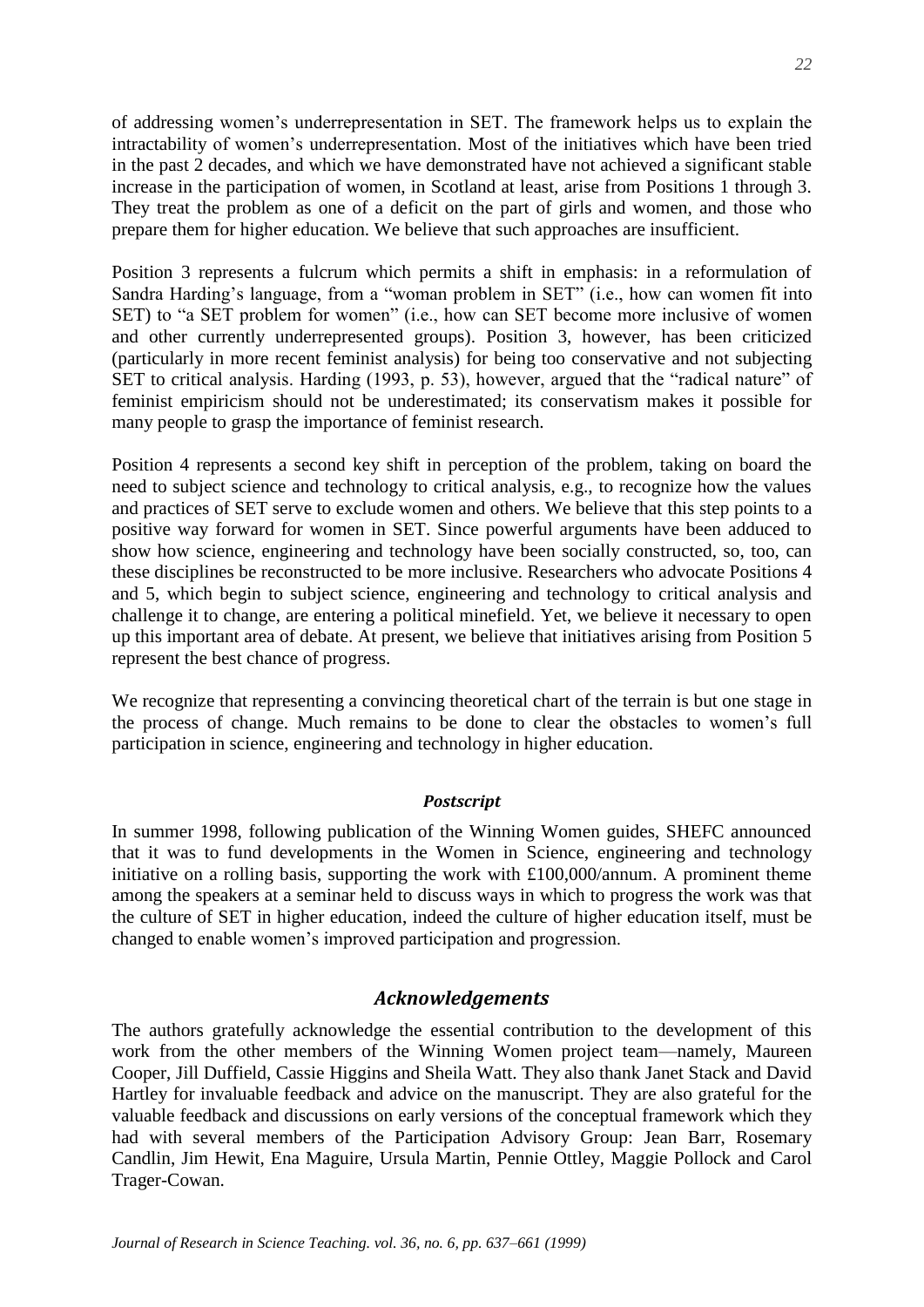of addressing women's underrepresentation in SET. The framework helps us to explain the intractability of women's underrepresentation. Most of the initiatives which have been tried in the past 2 decades, and which we have demonstrated have not achieved a significant stable increase in the participation of women, in Scotland at least, arise from Positions 1 through 3. They treat the problem as one of a deficit on the part of girls and women, and those who prepare them for higher education. We believe that such approaches are insufficient.

Position 3 represents a fulcrum which permits a shift in emphasis: in a reformulation of Sandra Harding's language, from a "woman problem in SET" (i.e., how can women fit into SET) to "a SET problem for women" (i.e., how can SET become more inclusive of women and other currently underrepresented groups). Position 3, however, has been criticized (particularly in more recent feminist analysis) for being too conservative and not subjecting SET to critical analysis. Harding (1993, p. 53), however, argued that the "radical nature" of feminist empiricism should not be underestimated; its conservatism makes it possible for many people to grasp the importance of feminist research.

Position 4 represents a second key shift in perception of the problem, taking on board the need to subject science and technology to critical analysis, e.g., to recognize how the values and practices of SET serve to exclude women and others. We believe that this step points to a positive way forward for women in SET. Since powerful arguments have been adduced to show how science, engineering and technology have been socially constructed, so, too, can these disciplines be reconstructed to be more inclusive. Researchers who advocate Positions 4 and 5, which begin to subject science, engineering and technology to critical analysis and challenge it to change, are entering a political minefield. Yet, we believe it necessary to open up this important area of debate. At present, we believe that initiatives arising from Position 5 represent the best chance of progress.

We recognize that representing a convincing theoretical chart of the terrain is but one stage in the process of change. Much remains to be done to clear the obstacles to women's full participation in science, engineering and technology in higher education.

### *Postscript*

In summer 1998, following publication of the Winning Women guides, SHEFC announced that it was to fund developments in the Women in Science, engineering and technology initiative on a rolling basis, supporting the work with £100,000/annum. A prominent theme among the speakers at a seminar held to discuss ways in which to progress the work was that the culture of SET in higher education, indeed the culture of higher education itself, must be changed to enable women's improved participation and progression.

## *Acknowledgements*

The authors gratefully acknowledge the essential contribution to the development of this work from the other members of the Winning Women project team—namely, Maureen Cooper, Jill Duffield, Cassie Higgins and Sheila Watt. They also thank Janet Stack and David Hartley for invaluable feedback and advice on the manuscript. They are also grateful for the valuable feedback and discussions on early versions of the conceptual framework which they had with several members of the Participation Advisory Group: Jean Barr, Rosemary Candlin, Jim Hewit, Ena Maguire, Ursula Martin, Pennie Ottley, Maggie Pollock and Carol Trager-Cowan.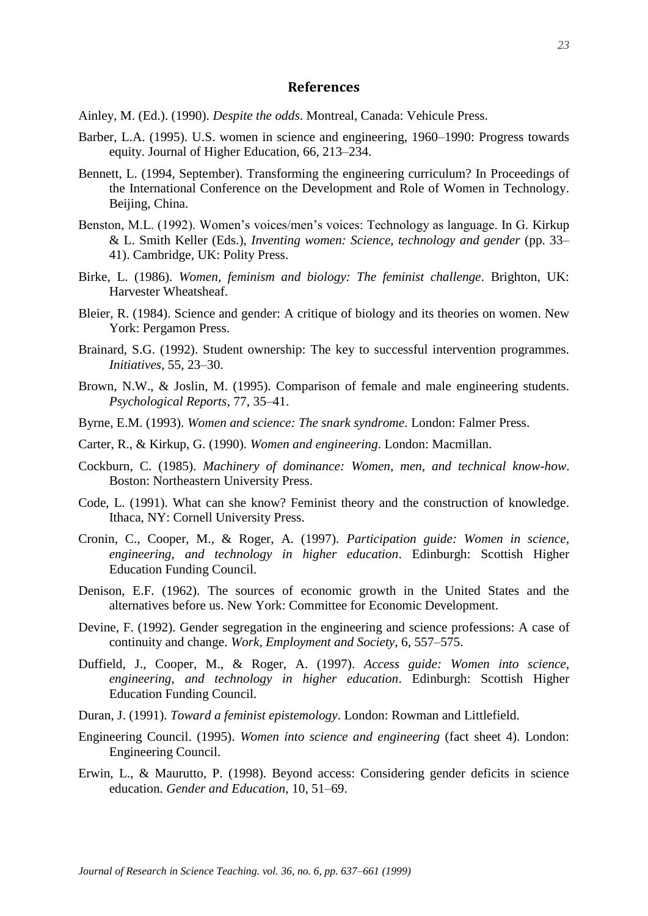## References

Ainley, M. (Ed.). (1990). *Despite the odds*. Montreal, Canada: Vehicule Press.

Barber, L.A. (1995). U.S. women in science and engineering, 1960–1990: Progress towards equity. Journal of Higher Education, 66, 213–234.

Bennett, L. (1994, September). Transforming the engineering curriculum? In Proceedings of the International Conference on the Development and Role of Women in Technology. Beijing, China.

Benston, M.L. (1992). Women's voices/men's voices: Technology as language. In G. Kirkup & L. Smith Keller (Eds.), *Inventing women: Science, technology and gender* (pp. 33–41). Cambridge, UK: Polity Press.

Birke, L. (1986). *Women, feminism and biology: The feminist challenge*. Brighton, UK: Harvester Wheatsheaf.

Bleier, R. (1984). Science and gender: A critique of biology and its theories on women. New York: Pergamon Press.

Brainard, S.G. (1992). Student ownership: The key to successful intervention programmes. *Initiatives*, 55, 23–30.

Brown, N.W., & Joslin, M. (1995). Comparison of female and male engineering students. *Psychological Reports*, 77, 35–41.

Byrne, E.M. (1993). *Women and science: The snark syndrome*. London: Falmer Press.

Carter, R., & Kirkup, G. (1990). *Women and engineering*. London: Macmillan.

Cockburn, C. (1985). *Machinery of dominance: Women, men, and technical know-how*. Boston: Northeastern University Press.

Code, L. (1991). What can she know? Feminist theory and the construction of knowledge. Ithaca, NY: Cornell University Press.

Cronin, C., Cooper, M., & Roger, A. (1997). *Participation guide: Women in science, engineering, and technology in higher education*. Edinburgh: Scottish Higher Education Funding Council.

Denison, E.F. (1962). The sources of economic growth in the United States and the alternatives before us. New York: Committee for Economic Development.

Devine, F. (1992). Gender segregation in the engineering and science professions: A case of continuity and change. *Work, Employment and Society*, 6, 557–575.

Duffield, J., Cooper, M., & Roger, A. (1997). *Access guide: Women into science, engineering, and technology in higher education*. Edinburgh: Scottish Higher Education Funding Council.

Duran, J. (1991). *Toward a feminist epistemology*. London: Rowman and Littlefield.

Engineering Council. (1995). *Women into science and engineering* (fact sheet 4). London: Engineering Council.

Erwin, L., & Maurutto, P. (1998). Beyond access: Considering gender deficits in science education. *Gender and Education*, 10, 51–69.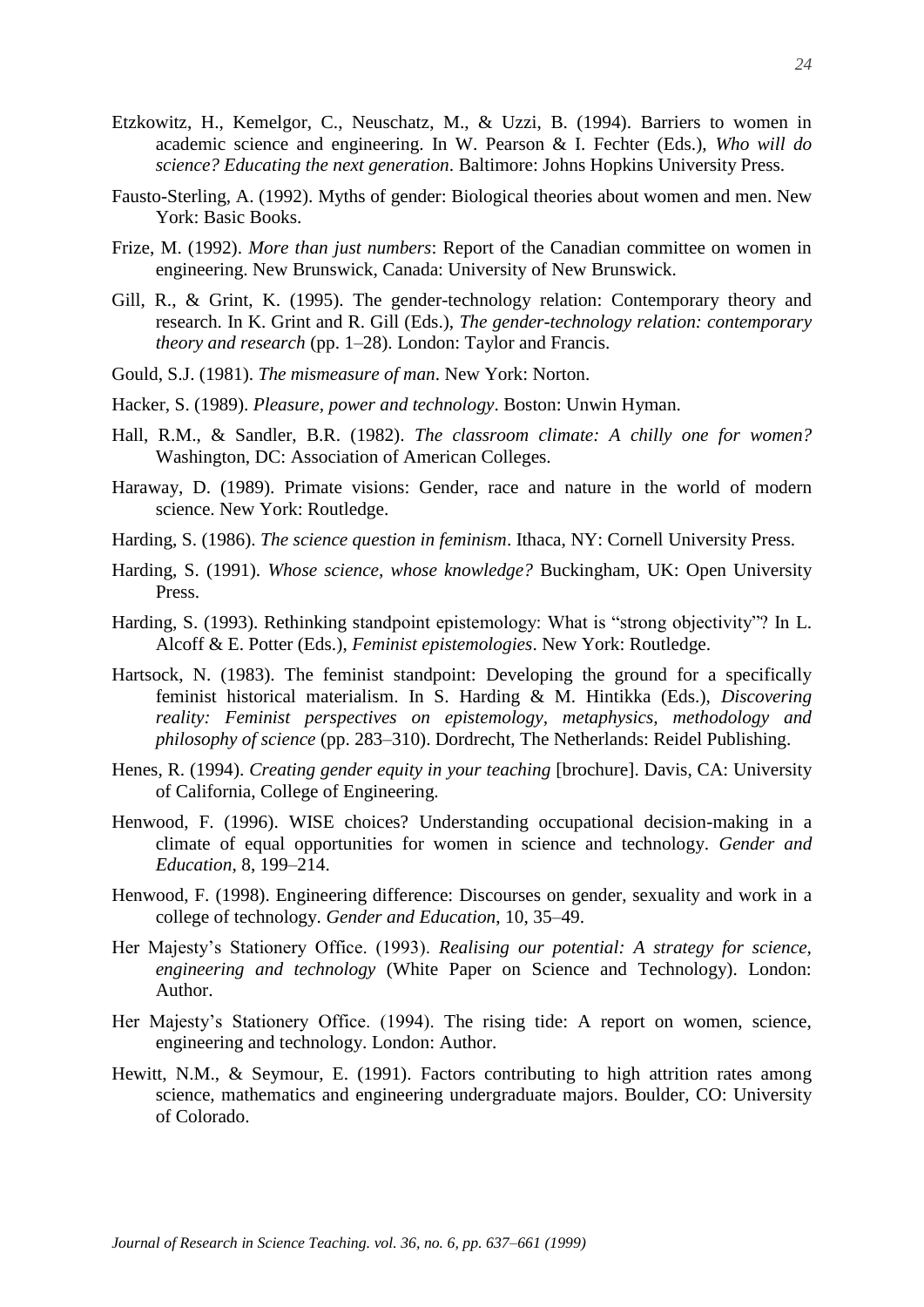Etzkowitz, H., Kemelgor, C., Neuschatz, M., & Uzzi, B. (1994). Barriers to women in academic science and engineering. In W. Pearson & I. Fechter (Eds.), *Who will do science? Educating the next generation*. Baltimore: Johns Hopkins University Press.

Fausto-Sterling, A. (1992). Myths of gender: Biological theories about women and men. New York: Basic Books.

Frize, M. (1992). *More than just numbers*: Report of the Canadian committee on women in engineering. New Brunswick, Canada: University of New Brunswick.

Gill, R., & Grint, K. (1995). The gender-technology relation: Contemporary theory and research. In K. Grint and R. Gill (Eds.), *The gender-technology relation: contemporary theory and research* (pp. 1–28). London: Taylor and Francis.

Gould, S.J. (1981). *The mismeasure of man*. New York: Norton.

Hacker, S. (1989). *Pleasure, power and technology*. Boston: Unwin Hyman.

Hall, R.M., & Sandler, B.R. (1982). *The classroom climate: A chilly one for women?* Washington, DC: Association of American Colleges.

Haraway, D. (1989). Primate visions: Gender, race and nature in the world of modern science. New York: Routledge.

Harding, S. (1986). *The science question in feminism*. Ithaca, NY: Cornell University Press.

Harding, S. (1991). *Whose science, whose knowledge?* Buckingham, UK: Open University Press.

Harding, S. (1993). Rethinking standpoint epistemology: What is "strong objectivity"? In L. Alcoff & E. Potter (Eds.), *Feminist epistemologies*. New York: Routledge.

Hartsock, N. (1983). The feminist standpoint: Developing the ground for a specifically feminist historical materialism. In S. Harding & M. Hintikka (Eds.), *Discovering reality: Feminist perspectives on epistemology, metaphysics, methodology and philosophy of science* (pp. 283–310). Dordrecht, The Netherlands: Reidel Publishing.

Henes, R. (1994). *Creating gender equity in your teaching* [brochure]. Davis, CA: University of California, College of Engineering.

Henwood, F. (1996). WISE choices? Understanding occupational decision-making in a climate of equal opportunities for women in science and technology. *Gender and Education*, 8, 199–214.

Henwood, F. (1998). Engineering difference: Discourses on gender, sexuality and work in a college of technology. *Gender and Education*, 10, 35–49.

Her Majesty's Stationery Office. (1993). *Realising our potential: A strategy for science, engineering and technology* (White Paper on Science and Technology). London: Author.

Her Majesty's Stationery Office. (1994). The rising tide: A report on women, science, engineering and technology. London: Author.

Hewitt, N.M., & Seymour, E. (1991). Factors contributing to high attrition rates among science, mathematics and engineering undergraduate majors. Boulder, CO: University of Colorado.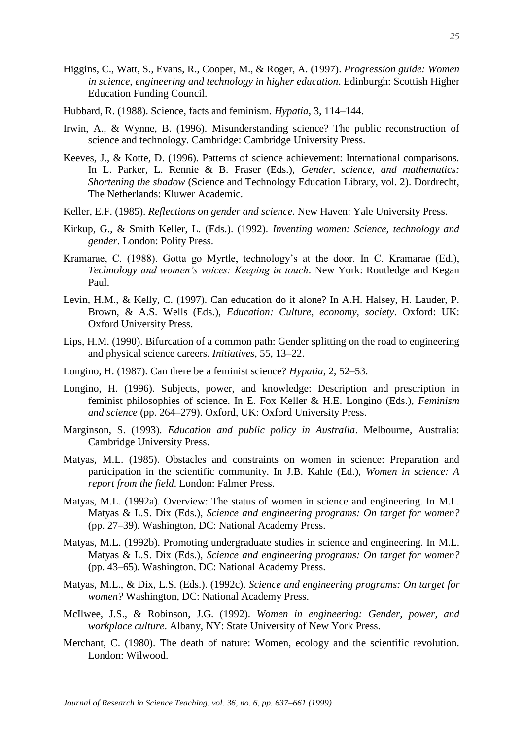Higgins, C., Watt, S., Evans, R., Cooper, M., & Roger, A. (1997). *Progression guide: Women in science, engineering and technology in higher education*. Edinburgh: Scottish Higher Education Funding Council.

Hubbard, R. (1988). Science, facts and feminism. *Hypatia*, 3, 114–144.

Irwin, A., & Wynne, B. (1996). Misunderstanding science? The public reconstruction of science and technology. Cambridge: Cambridge University Press.

Keeves, J., & Kotte, D. (1996). Patterns of science achievement: International comparisons. In L. Parker, L. Rennie & B. Fraser (Eds.), *Gender, science, and mathematics: Shortening the shadow* (Science and Technology Education Library, vol. 2). Dordrecht, The Netherlands: Kluwer Academic.

Keller, E.F. (1985). *Reflections on gender and science*. New Haven: Yale University Press.

Kirkup, G., & Smith Keller, L. (Eds.). (1992). *Inventing women: Science, technology and gender*. London: Polity Press.

Kramarae, C. (1988). Gotta go Myrtle, technology's at the door. In C. Kramarae (Ed.), *Technology and women's voices: Keeping in touch*. New York: Routledge and Kegan Paul.

Levin, H.M., & Kelly, C. (1997). Can education do it alone? In A.H. Halsey, H. Lauder, P. Brown, & A.S. Wells (Eds.), *Education: Culture, economy, society*. Oxford: UK: Oxford University Press.

Lips, H.M. (1990). Bifurcation of a common path: Gender splitting on the road to engineering and physical science careers. *Initiatives*, 55, 13–22.

Longino, H. (1987). Can there be a feminist science? *Hypatia*, 2, 52–53.

Longino, H. (1996). Subjects, power, and knowledge: Description and prescription in feminist philosophies of science. In E. Fox Keller & H.E. Longino (Eds.), *Feminism and science* (pp. 264–279). Oxford, UK: Oxford University Press.

Marginson, S. (1993). *Education and public policy in Australia*. Melbourne, Australia: Cambridge University Press.

Matyas, M.L. (1985). Obstacles and constraints on women in science: Preparation and participation in the scientific community. In J.B. Kahle (Ed.), *Women in science: A report from the field*. London: Falmer Press.

Matyas, M.L. (1992a). Overview: The status of women in science and engineering. In M.L. Matyas & L.S. Dix (Eds.), *Science and engineering programs: On target for women?* (pp. 27–39). Washington, DC: National Academy Press.

Matyas, M.L. (1992b). Promoting undergraduate studies in science and engineering. In M.L. Matyas & L.S. Dix (Eds.), *Science and engineering programs: On target for women?* (pp. 43–65). Washington, DC: National Academy Press.

Matyas, M.L., & Dix, L.S. (Eds.). (1992c). *Science and engineering programs: On target for women?* Washington, DC: National Academy Press.

McIlwee, J.S., & Robinson, J.G. (1992). *Women in engineering: Gender, power, and workplace culture*. Albany, NY: State University of New York Press.

Merchant, C. (1980). The death of nature: Women, ecology and the scientific revolution. London: Wilwood.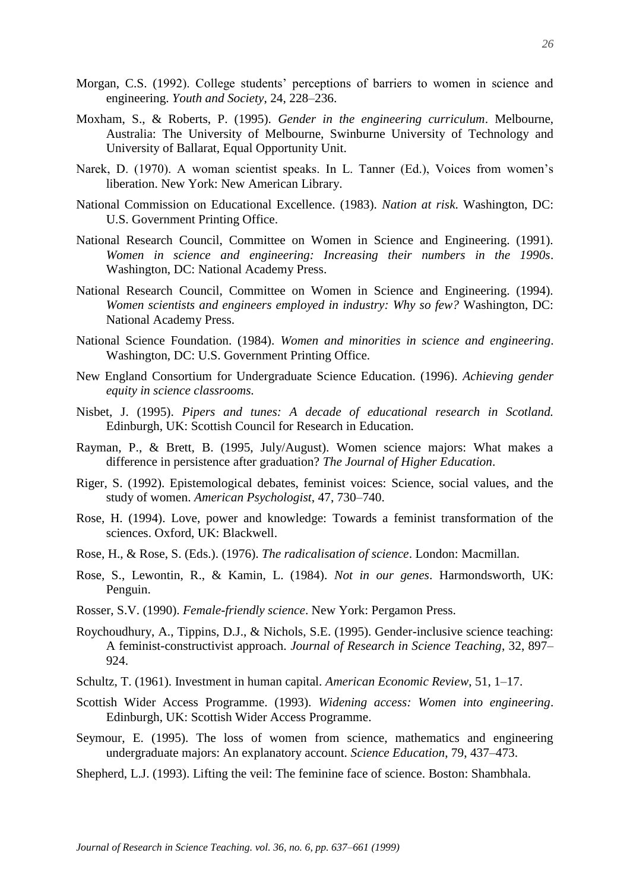Morgan, C.S. (1992). College students' perceptions of barriers to women in science and engineering. *Youth and Society*, 24, 228–236.

Moxham, S., & Roberts, P. (1995). *Gender in the engineering curriculum*. Melbourne, Australia: The University of Melbourne, Swinburne University of Technology and University of Ballarat, Equal Opportunity Unit.

Narek, D. (1970). A woman scientist speaks. In L. Tanner (Ed.), Voices from women's liberation. New York: New American Library.

National Commission on Educational Excellence. (1983). *Nation at risk*. Washington, DC: U.S. Government Printing Office.

National Research Council, Committee on Women in Science and Engineering. (1991). *Women in science and engineering: Increasing their numbers in the 1990s*. Washington, DC: National Academy Press.

National Research Council, Committee on Women in Science and Engineering. (1994). *Women scientists and engineers employed in industry: Why so few?* Washington, DC: National Academy Press.

National Science Foundation. (1984). *Women and minorities in science and engineering*. Washington, DC: U.S. Government Printing Office.

New England Consortium for Undergraduate Science Education. (1996). *Achieving gender equity in science classrooms.*

Nisbet, J. (1995). *Pipers and tunes: A decade of educational research in Scotland.* Edinburgh, UK: Scottish Council for Research in Education.

Rayman, P., & Brett, B. (1995, July/August). Women science majors: What makes a difference in persistence after graduation? *The Journal of Higher Education*.

Riger, S. (1992). Epistemological debates, feminist voices: Science, social values, and the study of women. *American Psychologist*, 47, 730–740.

Rose, H. (1994). Love, power and knowledge: Towards a feminist transformation of the sciences. Oxford, UK: Blackwell.

Rose, H., & Rose, S. (Eds.). (1976). *The radicalisation of science*. London: Macmillan.

Rose, S., Lewontin, R., & Kamin, L. (1984). *Not in our genes*. Harmondsworth, UK: Penguin.

Rosser, S.V. (1990). *Female-friendly science*. New York: Pergamon Press.

Roychoudhury, A., Tippins, D.J., & Nichols, S.E. (1995). Gender-inclusive science teaching: A feminist-constructivist approach. *Journal of Research in Science Teaching*, 32, 897–924.

Schultz, T. (1961). Investment in human capital. *American Economic Review*, 51, 1–17.

Scottish Wider Access Programme. (1993). *Widening access: Women into engineering*. Edinburgh, UK: Scottish Wider Access Programme.

Seymour, E. (1995). The loss of women from science, mathematics and engineering undergraduate majors: An explanatory account. *Science Education*, 79, 437–473.

Shepherd, L.J. (1993). Lifting the veil: The feminine face of science. Boston: Shambhala.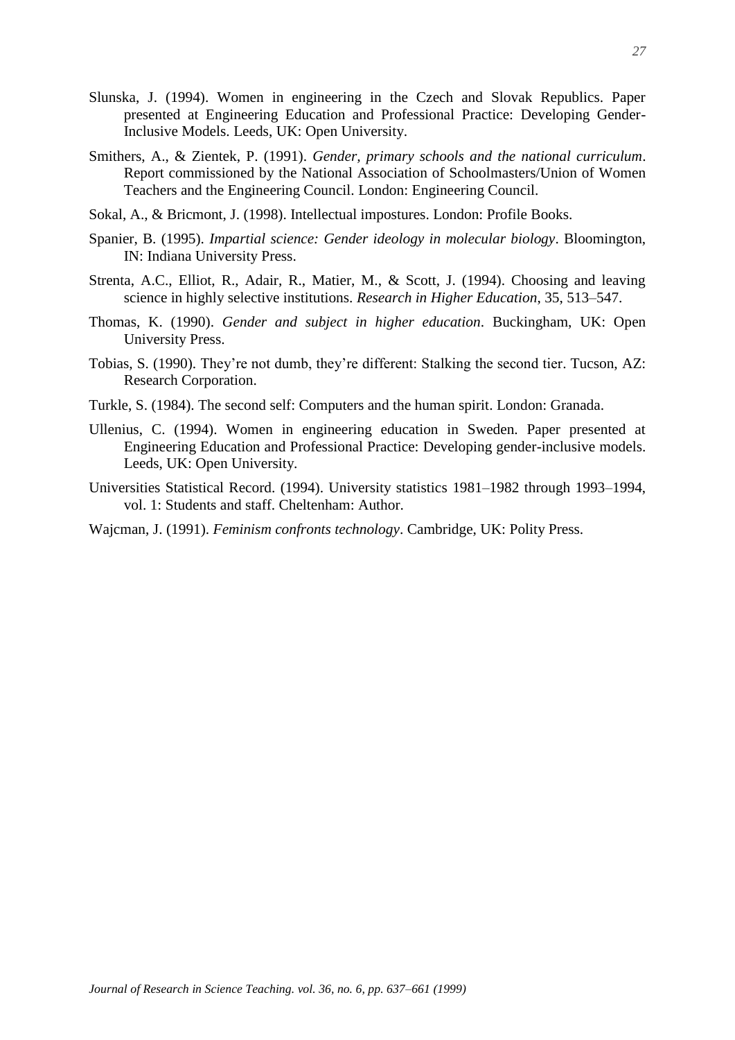Slunska, J. (1994). Women in engineering in the Czech and Slovak Republics. Paper presented at Engineering Education and Professional Practice: Developing Gender-Inclusive Models. Leeds, UK: Open University.

Smithers, A., & Zientek, P. (1991). *Gender, primary schools and the national curriculum*. Report commissioned by the National Association of Schoolmasters/Union of Women Teachers and the Engineering Council. London: Engineering Council.

Sokal, A., & Bricmont, J. (1998). Intellectual impostures. London: Profile Books.

Spanier, B. (1995). *Impartial science: Gender ideology in molecular biology*. Bloomington, IN: Indiana University Press.

Strenta, A.C., Elliot, R., Adair, R., Matier, M., & Scott, J. (1994). Choosing and leaving science in highly selective institutions. *Research in Higher Education*, 35, 513–547.

Thomas, K. (1990). *Gender and subject in higher education*. Buckingham, UK: Open University Press.

Tobias, S. (1990). They're not dumb, they're different: Stalking the second tier. Tucson, AZ: Research Corporation.

Turkle, S. (1984). The second self: Computers and the human spirit. London: Granada.

Ullenius, C. (1994). Women in engineering education in Sweden. Paper presented at Engineering Education and Professional Practice: Developing gender-inclusive models. Leeds, UK: Open University.

Universities Statistical Record. (1994). University statistics 1981–1982 through 1993–1994, vol. 1: Students and staff. Cheltenham: Author.

Wajcman, J. (1991). *Feminism confronts technology*. Cambridge, UK: Polity Press.